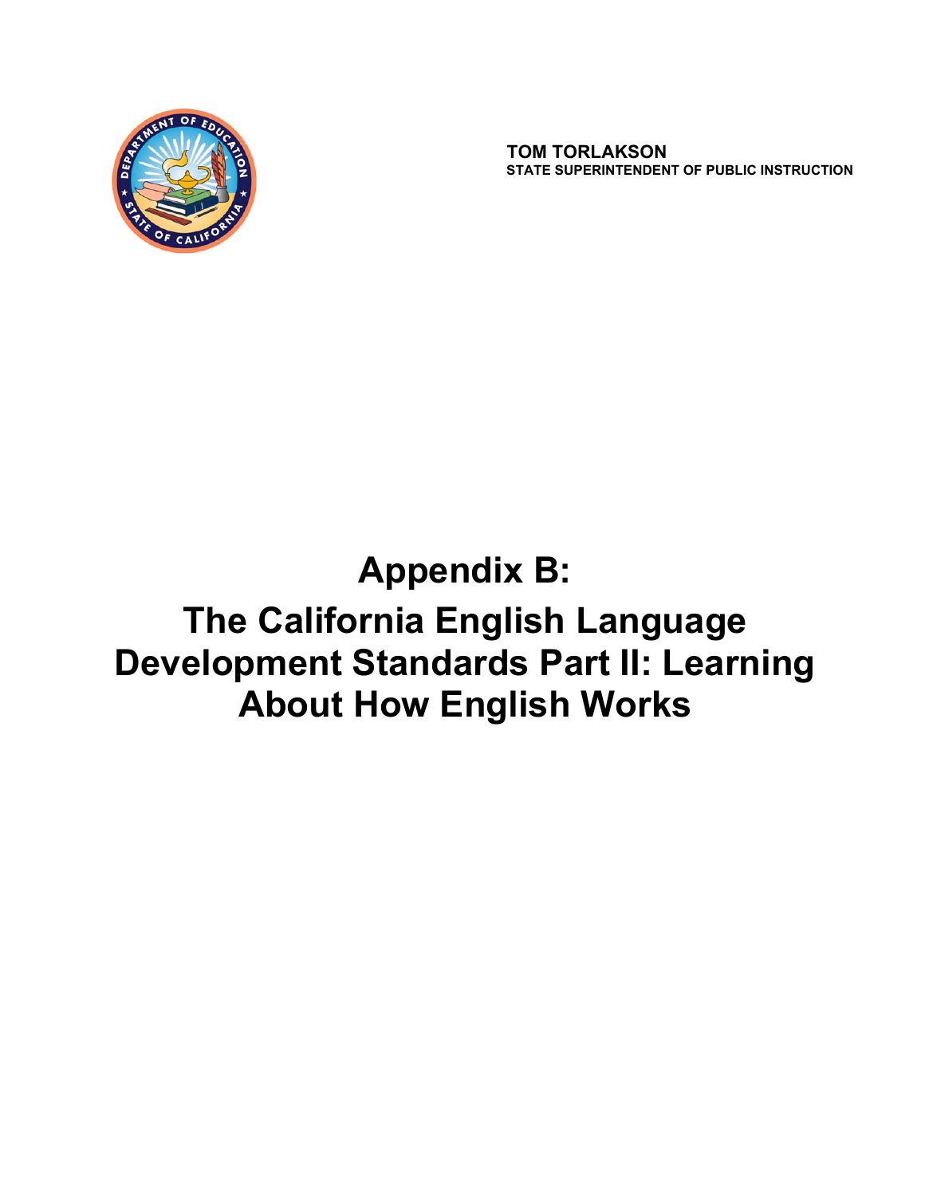**TOM TORLAKSON**
**STATE SUPERINTENDENT OF PUBLIC INSTRUCTION**

# Appendix B: The California English Language Development Standards Part II: Learning About How English Works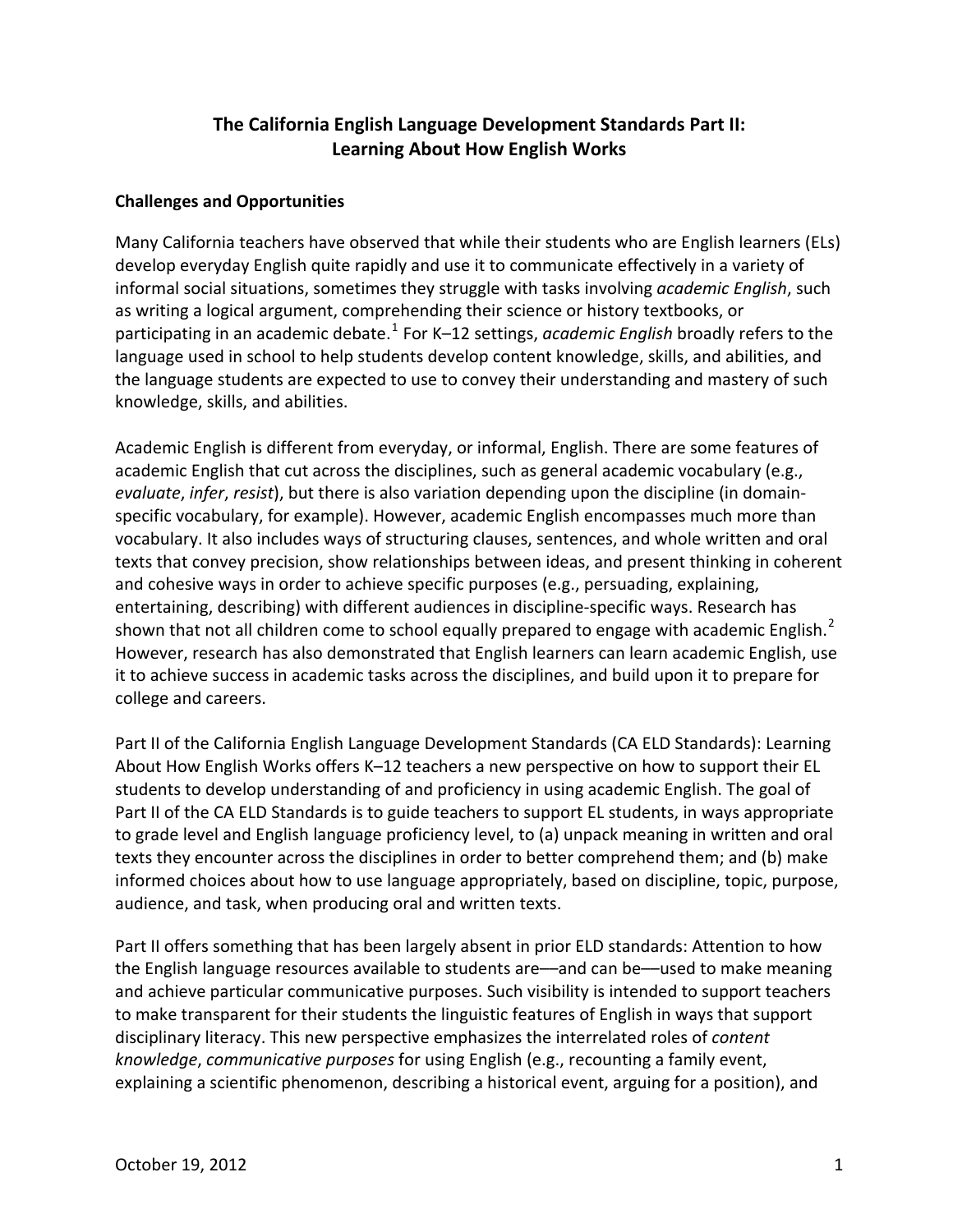# The California English Language Development Standards Part II: Learning About How English Works

## Challenges and Opportunities

Many California teachers have observed that while their students who are English learners (ELs) develop everyday English quite rapidly and use it to communicate effectively in a variety of informal social situations, sometimes they struggle with tasks involving *academic English*, such as writing a logical argument, comprehending their science or history textbooks, or participating in an academic debate.[1] For K–12 settings, *academic English* broadly refers to the language used in school to help students develop content knowledge, skills, and abilities, and the language students are expected to use to convey their understanding and mastery of such knowledge, skills, and abilities.

Academic English is different from everyday, or informal, English. There are some features of academic English that cut across the disciplines, such as general academic vocabulary (e.g., *evaluate*, *infer*, *resist*), but there is also variation depending upon the discipline (in domain-specific vocabulary, for example). However, academic English encompasses much more than vocabulary. It also includes ways of structuring clauses, sentences, and whole written and oral texts that convey precision, show relationships between ideas, and present thinking in coherent and cohesive ways in order to achieve specific purposes (e.g., persuading, explaining, entertaining, describing) with different audiences in discipline-specific ways. Research has shown that not all children come to school equally prepared to engage with academic English.[2] However, research has also demonstrated that English learners can learn academic English, use it to achieve success in academic tasks across the disciplines, and build upon it to prepare for college and careers.

Part II of the California English Language Development Standards (CA ELD Standards): Learning About How English Works offers K–12 teachers a new perspective on how to support their EL students to develop understanding of and proficiency in using academic English. The goal of Part II of the CA ELD Standards is to guide teachers to support EL students, in ways appropriate to grade level and English language proficiency level, to (a) unpack meaning in written and oral texts they encounter across the disciplines in order to better comprehend them; and (b) make informed choices about how to use language appropriately, based on discipline, topic, purpose, audience, and task, when producing oral and written texts.

Part II offers something that has been largely absent in prior ELD standards: Attention to how the English language resources available to students are—and can be—used to make meaning and achieve particular communicative purposes. Such visibility is intended to support teachers to make transparent for their students the linguistic features of English in ways that support disciplinary literacy. This new perspective emphasizes the interrelated roles of *content knowledge*, *communicative purposes* for using English (e.g., recounting a family event, explaining a scientific phenomenon, describing a historical event, arguing for a position), and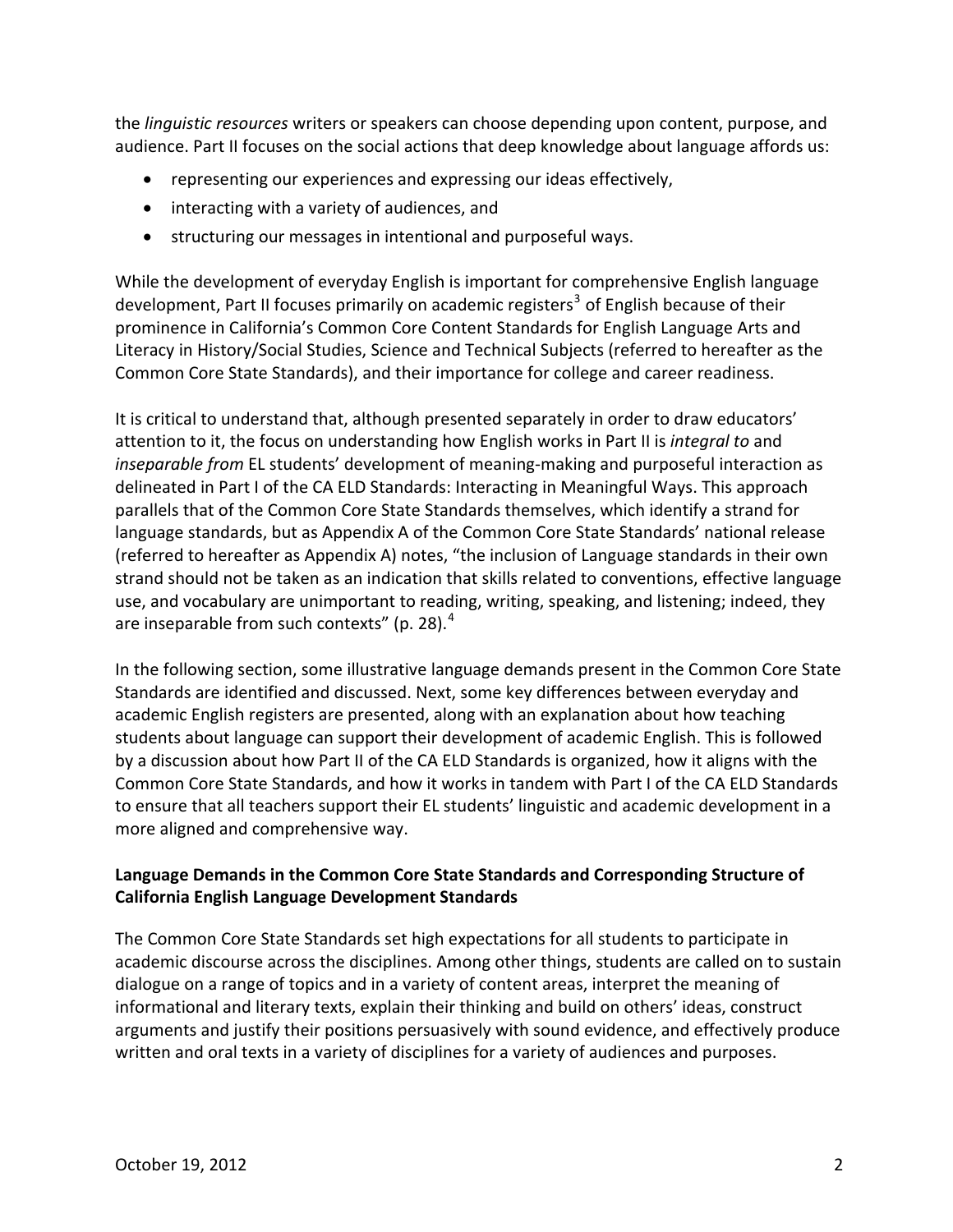the *linguistic resources* writers or speakers can choose depending upon content, purpose, and audience. Part II focuses on the social actions that deep knowledge about language affords us:

- representing our experiences and expressing our ideas effectively,
- interacting with a variety of audiences, and
- structuring our messages in intentional and purposeful ways.

While the development of everyday English is important for comprehensive English language development, Part II focuses primarily on academic registers[3] of English because of their prominence in California's Common Core Content Standards for English Language Arts and Literacy in History/Social Studies, Science and Technical Subjects (referred to hereafter as the Common Core State Standards), and their importance for college and career readiness.

It is critical to understand that, although presented separately in order to draw educators' attention to it, the focus on understanding how English works in Part II is *integral to* and *inseparable from* EL students' development of meaning-making and purposeful interaction as delineated in Part I of the CA ELD Standards: Interacting in Meaningful Ways. This approach parallels that of the Common Core State Standards themselves, which identify a strand for language standards, but as Appendix A of the Common Core State Standards' national release (referred to hereafter as Appendix A) notes, "the inclusion of Language standards in their own strand should not be taken as an indication that skills related to conventions, effective language use, and vocabulary are unimportant to reading, writing, speaking, and listening; indeed, they are inseparable from such contexts" (p. 28).[4]

In the following section, some illustrative language demands present in the Common Core State Standards are identified and discussed. Next, some key differences between everyday and academic English registers are presented, along with an explanation about how teaching students about language can support their development of academic English. This is followed by a discussion about how Part II of the CA ELD Standards is organized, how it aligns with the Common Core State Standards, and how it works in tandem with Part I of the CA ELD Standards to ensure that all teachers support their EL students' linguistic and academic development in a more aligned and comprehensive way.

**Language Demands in the Common Core State Standards and Corresponding Structure of California English Language Development Standards**

The Common Core State Standards set high expectations for all students to participate in academic discourse across the disciplines. Among other things, students are called on to sustain dialogue on a range of topics and in a variety of content areas, interpret the meaning of informational and literary texts, explain their thinking and build on others' ideas, construct arguments and justify their positions persuasively with sound evidence, and effectively produce written and oral texts in a variety of disciplines for a variety of audiences and purposes.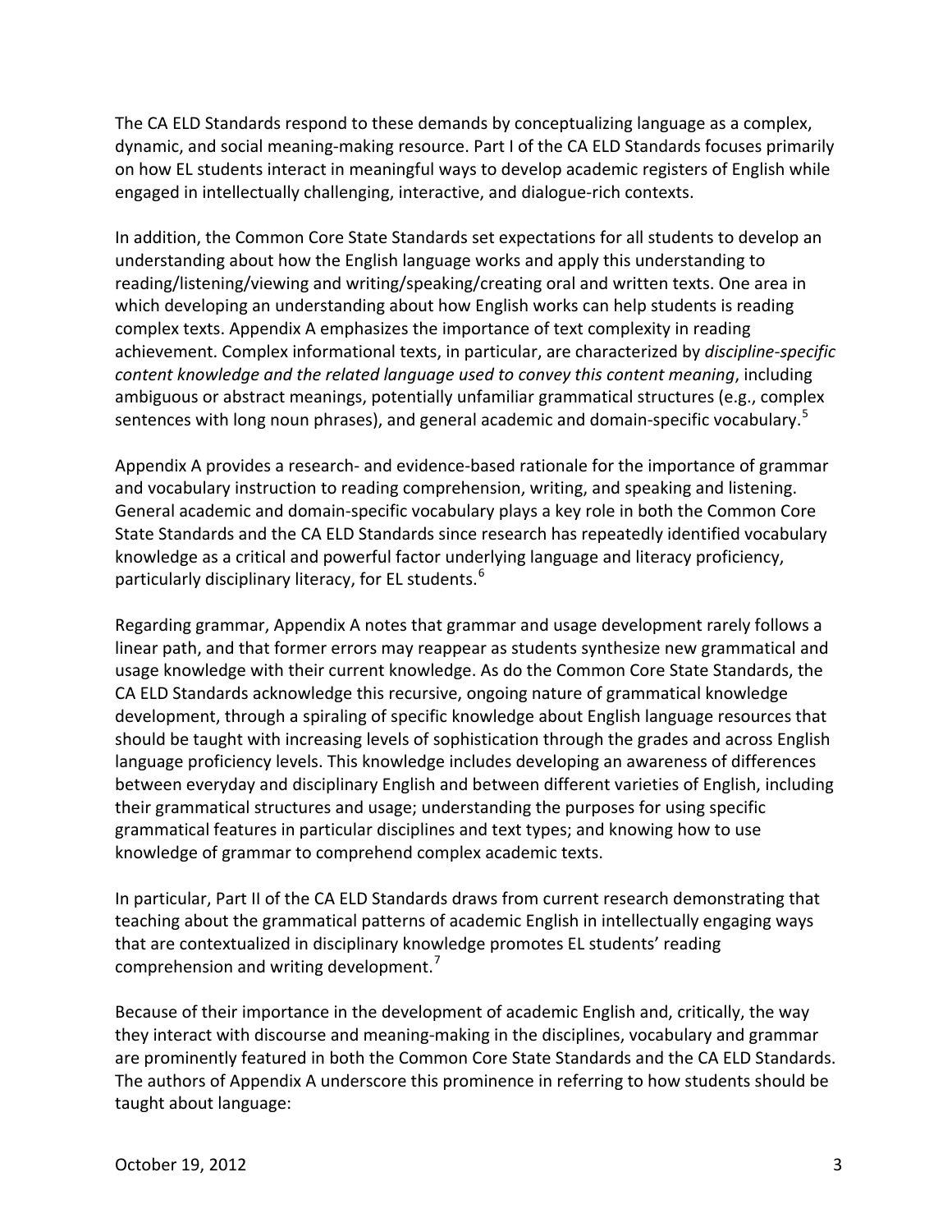The CA ELD Standards respond to these demands by conceptualizing language as a complex, dynamic, and social meaning-making resource. Part I of the CA ELD Standards focuses primarily on how EL students interact in meaningful ways to develop academic registers of English while engaged in intellectually challenging, interactive, and dialogue-rich contexts.

In addition, the Common Core State Standards set expectations for all students to develop an understanding about how the English language works and apply this understanding to reading/listening/viewing and writing/speaking/creating oral and written texts. One area in which developing an understanding about how English works can help students is reading complex texts. Appendix A emphasizes the importance of text complexity in reading achievement. Complex informational texts, in particular, are characterized by *discipline-specific content knowledge and the related language used to convey this content meaning*, including ambiguous or abstract meanings, potentially unfamiliar grammatical structures (e.g., complex sentences with long noun phrases), and general academic and domain-specific vocabulary.[5]

Appendix A provides a research- and evidence-based rationale for the importance of grammar and vocabulary instruction to reading comprehension, writing, and speaking and listening. General academic and domain-specific vocabulary plays a key role in both the Common Core State Standards and the CA ELD Standards since research has repeatedly identified vocabulary knowledge as a critical and powerful factor underlying language and literacy proficiency, particularly disciplinary literacy, for EL students.[6]

Regarding grammar, Appendix A notes that grammar and usage development rarely follows a linear path, and that former errors may reappear as students synthesize new grammatical and usage knowledge with their current knowledge. As do the Common Core State Standards, the CA ELD Standards acknowledge this recursive, ongoing nature of grammatical knowledge development, through a spiraling of specific knowledge about English language resources that should be taught with increasing levels of sophistication through the grades and across English language proficiency levels. This knowledge includes developing an awareness of differences between everyday and disciplinary English and between different varieties of English, including their grammatical structures and usage; understanding the purposes for using specific grammatical features in particular disciplines and text types; and knowing how to use knowledge of grammar to comprehend complex academic texts.

In particular, Part II of the CA ELD Standards draws from current research demonstrating that teaching about the grammatical patterns of academic English in intellectually engaging ways that are contextualized in disciplinary knowledge promotes EL students' reading comprehension and writing development.[7]

Because of their importance in the development of academic English and, critically, the way they interact with discourse and meaning-making in the disciplines, vocabulary and grammar are prominently featured in both the Common Core State Standards and the CA ELD Standards. The authors of Appendix A underscore this prominence in referring to how students should be taught about language: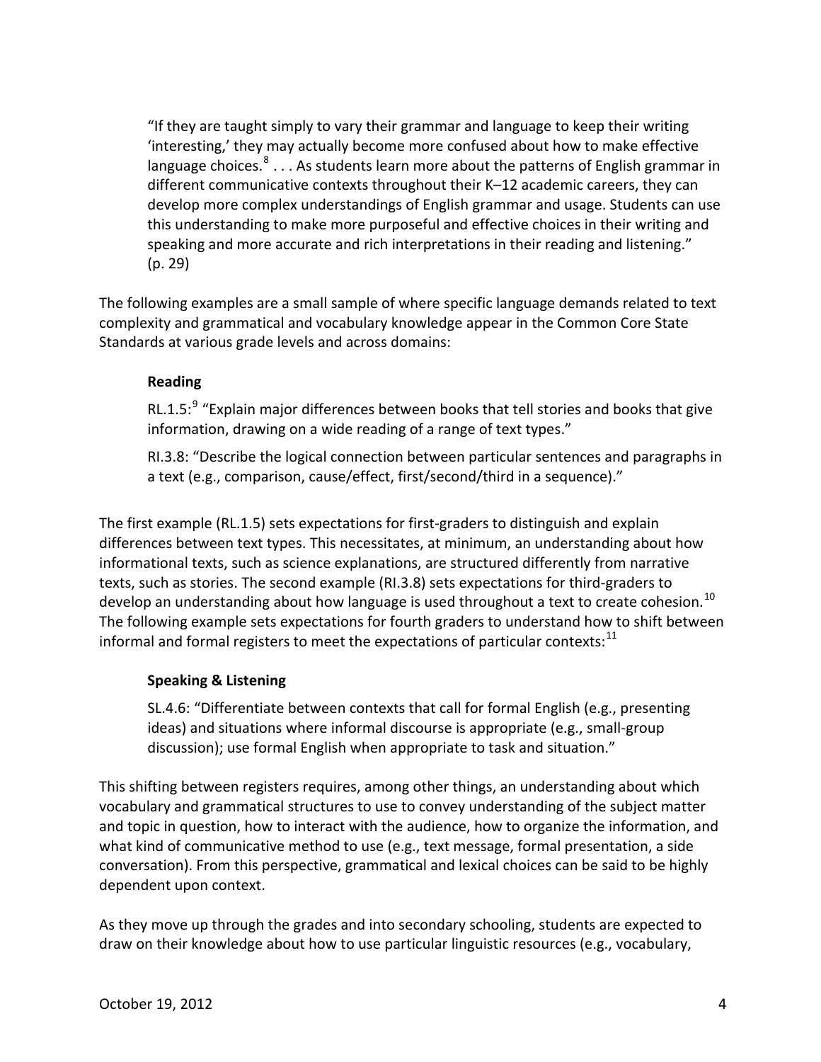> "If they are taught simply to vary their grammar and language to keep their writing 'interesting,' they may actually become more confused about how to make effective language choices.[8] . . . As students learn more about the patterns of English grammar in different communicative contexts throughout their K–12 academic careers, they can develop more complex understandings of English grammar and usage. Students can use this understanding to make more purposeful and effective choices in their writing and speaking and more accurate and rich interpretations in their reading and listening." (p. 29)

The following examples are a small sample of where specific language demands related to text complexity and grammatical and vocabulary knowledge appear in the Common Core State Standards at various grade levels and across domains:

> **Reading**
>
> RL.1.5:[9] "Explain major differences between books that tell stories and books that give information, drawing on a wide reading of a range of text types."
>
> RI.3.8: "Describe the logical connection between particular sentences and paragraphs in a text (e.g., comparison, cause/effect, first/second/third in a sequence)."

The first example (RL.1.5) sets expectations for first-graders to distinguish and explain differences between text types. This necessitates, at minimum, an understanding about how informational texts, such as science explanations, are structured differently from narrative texts, such as stories. The second example (RI.3.8) sets expectations for third-graders to develop an understanding about how language is used throughout a text to create cohesion.[10] The following example sets expectations for fourth graders to understand how to shift between informal and formal registers to meet the expectations of particular contexts:[11]

> **Speaking & Listening**
>
> SL.4.6: "Differentiate between contexts that call for formal English (e.g., presenting ideas) and situations where informal discourse is appropriate (e.g., small-group discussion); use formal English when appropriate to task and situation."

This shifting between registers requires, among other things, an understanding about which vocabulary and grammatical structures to use to convey understanding of the subject matter and topic in question, how to interact with the audience, how to organize the information, and what kind of communicative method to use (e.g., text message, formal presentation, a side conversation). From this perspective, grammatical and lexical choices can be said to be highly dependent upon context.

As they move up through the grades and into secondary schooling, students are expected to draw on their knowledge about how to use particular linguistic resources (e.g., vocabulary,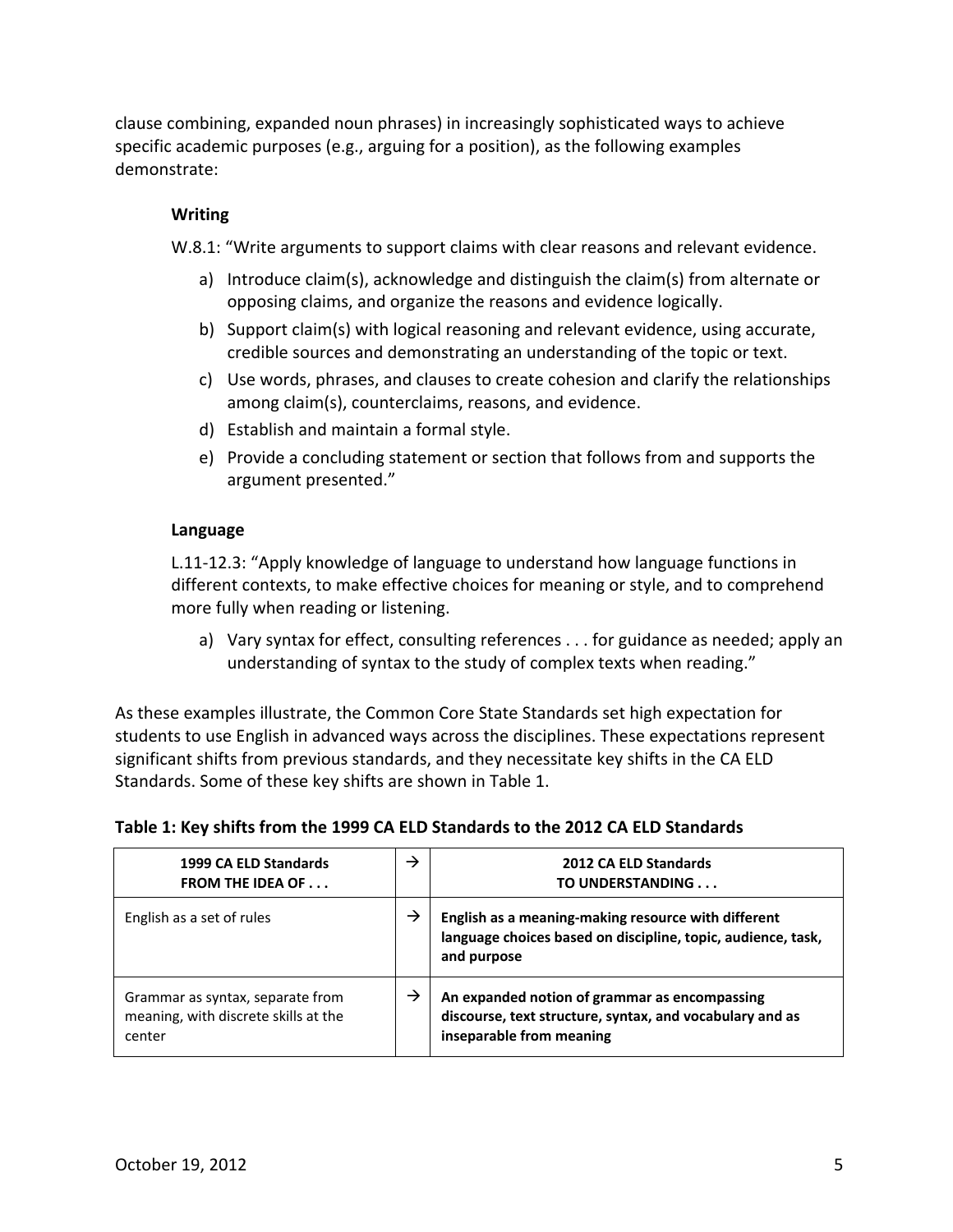clause combining, expanded noun phrases) in increasingly sophisticated ways to achieve specific academic purposes (e.g., arguing for a position), as the following examples demonstrate:

**Writing**

W.8.1: "Write arguments to support claims with clear reasons and relevant evidence.

a) Introduce claim(s), acknowledge and distinguish the claim(s) from alternate or opposing claims, and organize the reasons and evidence logically.
b) Support claim(s) with logical reasoning and relevant evidence, using accurate, credible sources and demonstrating an understanding of the topic or text.
c) Use words, phrases, and clauses to create cohesion and clarify the relationships among claim(s), counterclaims, reasons, and evidence.
d) Establish and maintain a formal style.
e) Provide a concluding statement or section that follows from and supports the argument presented."

**Language**

L.11-12.3: "Apply knowledge of language to understand how language functions in different contexts, to make effective choices for meaning or style, and to comprehend more fully when reading or listening.

a) Vary syntax for effect, consulting references . . . for guidance as needed; apply an understanding of syntax to the study of complex texts when reading."

As these examples illustrate, the Common Core State Standards set high expectation for students to use English in advanced ways across the disciplines. These expectations represent significant shifts from previous standards, and they necessitate key shifts in the CA ELD Standards. Some of these key shifts are shown in Table 1.

**Table 1: Key shifts from the 1999 CA ELD Standards to the 2012 CA ELD Standards**

| 1999 CA ELD Standards FROM THE IDEA OF . . . | → | 2012 CA ELD Standards TO UNDERSTANDING . . . |
|---|---|---|
| English as a set of rules | → | **English as a meaning-making resource with different language choices based on discipline, topic, audience, task, and purpose** |
| Grammar as syntax, separate from meaning, with discrete skills at the center | → | **An expanded notion of grammar as encompassing discourse, text structure, syntax, and vocabulary and as inseparable from meaning** |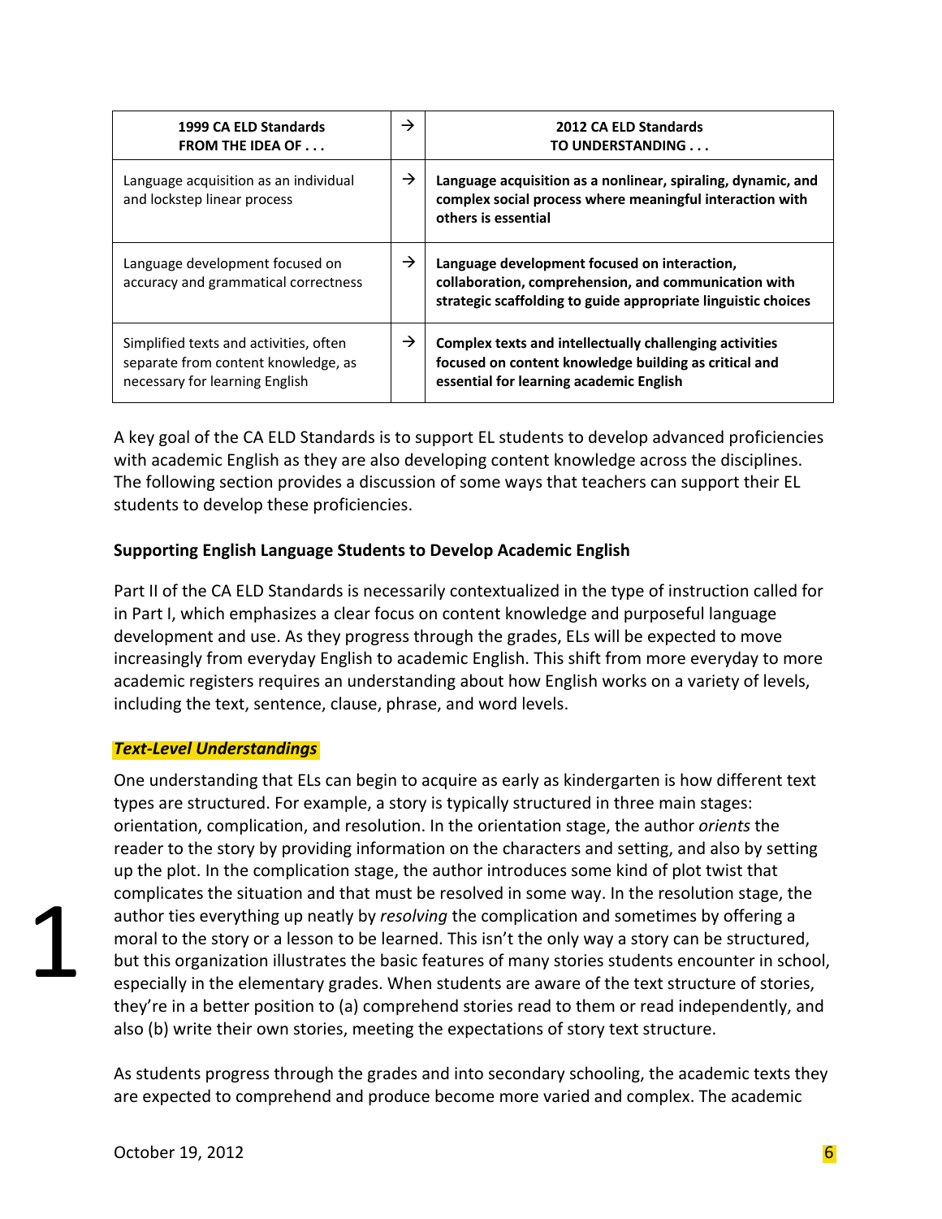| 1999 CA ELD Standards FROM THE IDEA OF . . . | → | 2012 CA ELD Standards TO UNDERSTANDING . . . |
|---|---|---|
| Language acquisition as an individual and lockstep linear process | → | **Language acquisition as a nonlinear, spiraling, dynamic, and complex social process where meaningful interaction with others is essential** |
| Language development focused on accuracy and grammatical correctness | → | **Language development focused on interaction, collaboration, comprehension, and communication with strategic scaffolding to guide appropriate linguistic choices** |
| Simplified texts and activities, often separate from content knowledge, as necessary for learning English | → | **Complex texts and intellectually challenging activities focused on content knowledge building as critical and essential for learning academic English** |

A key goal of the CA ELD Standards is to support EL students to develop advanced proficiencies with academic English as they are also developing content knowledge across the disciplines. The following section provides a discussion of some ways that teachers can support their EL students to develop these proficiencies.

**Supporting English Language Students to Develop Academic English**

Part II of the CA ELD Standards is necessarily contextualized in the type of instruction called for in Part I, which emphasizes a clear focus on content knowledge and purposeful language development and use. As they progress through the grades, ELs will be expected to move increasingly from everyday English to academic English. This shift from more everyday to more academic registers requires an understanding about how English works on a variety of levels, including the text, sentence, clause, phrase, and word levels.

***Text-Level Understandings***

1

One understanding that ELs can begin to acquire as early as kindergarten is how different text types are structured. For example, a story is typically structured in three main stages: orientation, complication, and resolution. In the orientation stage, the author *orients* the reader to the story by providing information on the characters and setting, and also by setting up the plot. In the complication stage, the author introduces some kind of plot twist that complicates the situation and that must be resolved in some way. In the resolution stage, the author ties everything up neatly by *resolving* the complication and sometimes by offering a moral to the story or a lesson to be learned. This isn't the only way a story can be structured, but this organization illustrates the basic features of many stories students encounter in school, especially in the elementary grades. When students are aware of the text structure of stories, they're in a better position to (a) comprehend stories read to them or read independently, and also (b) write their own stories, meeting the expectations of story text structure.

As students progress through the grades and into secondary schooling, the academic texts they are expected to comprehend and produce become more varied and complex. The academic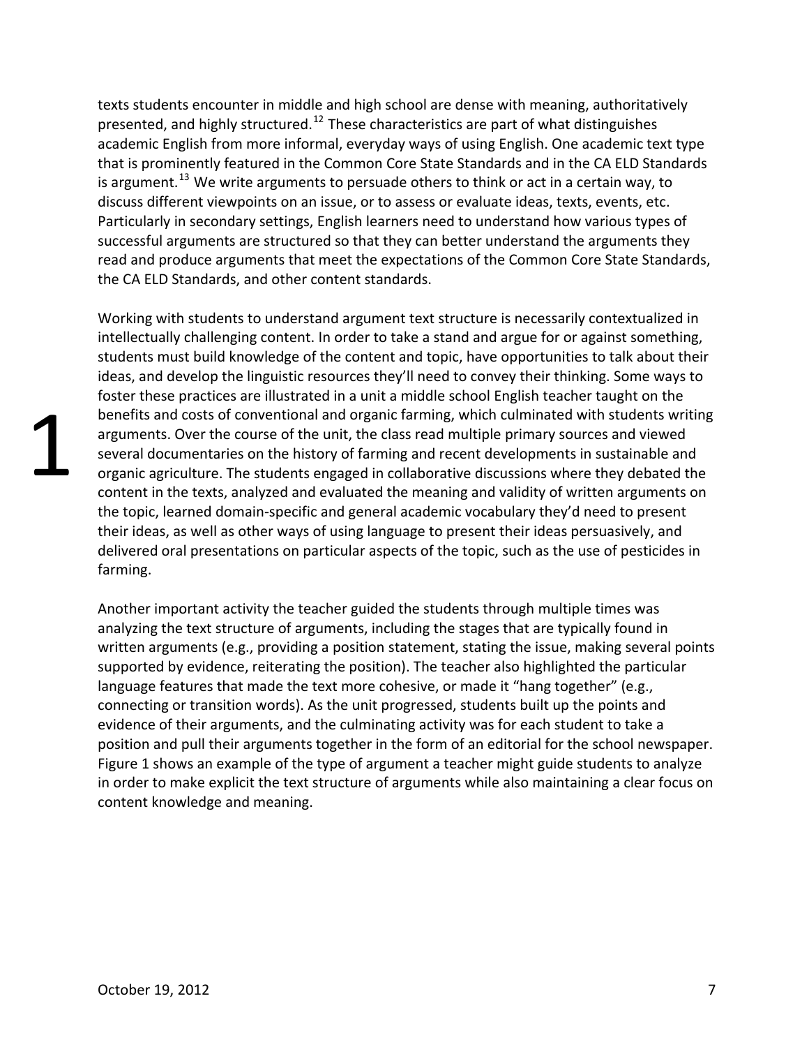texts students encounter in middle and high school are dense with meaning, authoritatively presented, and highly structured.[12] These characteristics are part of what distinguishes academic English from more informal, everyday ways of using English. One academic text type that is prominently featured in the Common Core State Standards and in the CA ELD Standards is argument.[13] We write arguments to persuade others to think or act in a certain way, to discuss different viewpoints on an issue, or to assess or evaluate ideas, texts, events, etc. Particularly in secondary settings, English learners need to understand how various types of successful arguments are structured so that they can better understand the arguments they read and produce arguments that meet the expectations of the Common Core State Standards, the CA ELD Standards, and other content standards.

Working with students to understand argument text structure is necessarily contextualized in intellectually challenging content. In order to take a stand and argue for or against something, students must build knowledge of the content and topic, have opportunities to talk about their ideas, and develop the linguistic resources they'll need to convey their thinking. Some ways to foster these practices are illustrated in a unit a middle school English teacher taught on the benefits and costs of conventional and organic farming, which culminated with students writing arguments. Over the course of the unit, the class read multiple primary sources and viewed several documentaries on the history of farming and recent developments in sustainable and organic agriculture. The students engaged in collaborative discussions where they debated the content in the texts, analyzed and evaluated the meaning and validity of written arguments on the topic, learned domain-specific and general academic vocabulary they'd need to present their ideas, as well as other ways of using language to present their ideas persuasively, and delivered oral presentations on particular aspects of the topic, such as the use of pesticides in farming.

Another important activity the teacher guided the students through multiple times was analyzing the text structure of arguments, including the stages that are typically found in written arguments (e.g., providing a position statement, stating the issue, making several points supported by evidence, reiterating the position). The teacher also highlighted the particular language features that made the text more cohesive, or made it "hang together" (e.g., connecting or transition words). As the unit progressed, students built up the points and evidence of their arguments, and the culminating activity was for each student to take a position and pull their arguments together in the form of an editorial for the school newspaper. Figure 1 shows an example of the type of argument a teacher might guide students to analyze in order to make explicit the text structure of arguments while also maintaining a clear focus on content knowledge and meaning.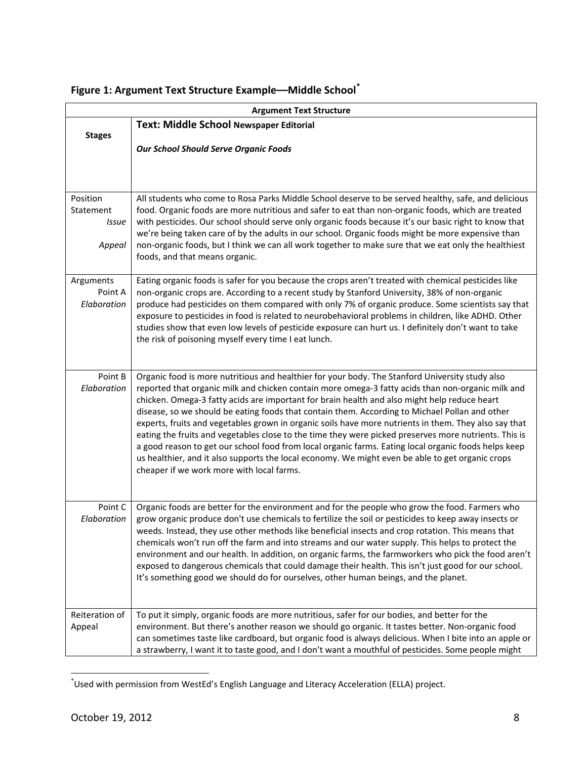**Figure 1: Argument Text Structure Example—Middle School**[*]

| Argument Text Structure | |
|---|---|
| **Stages** | **Text: Middle School Newspaper Editorial**<br><br>***Our School Should Serve Organic Foods*** |
| Position Statement<br>*Issue*<br>*Appeal* | All students who come to Rosa Parks Middle School deserve to be served healthy, safe, and delicious food. Organic foods are more nutritious and safer to eat than non-organic foods, which are treated with pesticides. Our school should serve only organic foods because it's our basic right to know that we're being taken care of by the adults in our school. Organic foods might be more expensive than non-organic foods, but I think we can all work together to make sure that we eat only the healthiest foods, and that means organic. |
| Arguments<br>Point A<br>*Elaboration* | Eating organic foods is safer for you because the crops aren't treated with chemical pesticides like non-organic crops are. According to a recent study by Stanford University, 38% of non-organic produce had pesticides on them compared with only 7% of organic produce. Some scientists say that exposure to pesticides in food is related to neurobehavioral problems in children, like ADHD. Other studies show that even low levels of pesticide exposure can hurt us. I definitely don't want to take the risk of poisoning myself every time I eat lunch. |
| Point B<br>*Elaboration* | Organic food is more nutritious and healthier for your body. The Stanford University study also reported that organic milk and chicken contain more omega-3 fatty acids than non-organic milk and chicken. Omega-3 fatty acids are important for brain health and also might help reduce heart disease, so we should be eating foods that contain them. According to Michael Pollan and other experts, fruits and vegetables grown in organic soils have more nutrients in them. They also say that eating the fruits and vegetables close to the time they were picked preserves more nutrients. This is a good reason to get our school food from local organic farms. Eating local organic foods helps keep us healthier, and it also supports the local economy. We might even be able to get organic crops cheaper if we work more with local farms. |
| Point C<br>*Elaboration* | Organic foods are better for the environment and for the people who grow the food. Farmers who grow organic produce don't use chemicals to fertilize the soil or pesticides to keep away insects or weeds. Instead, they use other methods like beneficial insects and crop rotation. This means that chemicals won't run off the farm and into streams and our water supply. This helps to protect the environment and our health. In addition, on organic farms, the farmworkers who pick the food aren't exposed to dangerous chemicals that could damage their health. This isn't just good for our school. It's something good we should do for ourselves, other human beings, and the planet. |
| Reiteration of Appeal | To put it simply, organic foods are more nutritious, safer for our bodies, and better for the environment. But there's another reason we should go organic. It tastes better. Non-organic food can sometimes taste like cardboard, but organic food is always delicious. When I bite into an apple or a strawberry, I want it to taste good, and I don't want a mouthful of pesticides. Some people might |

[*] Used with permission from WestEd's English Language and Literacy Acceleration (ELLA) project.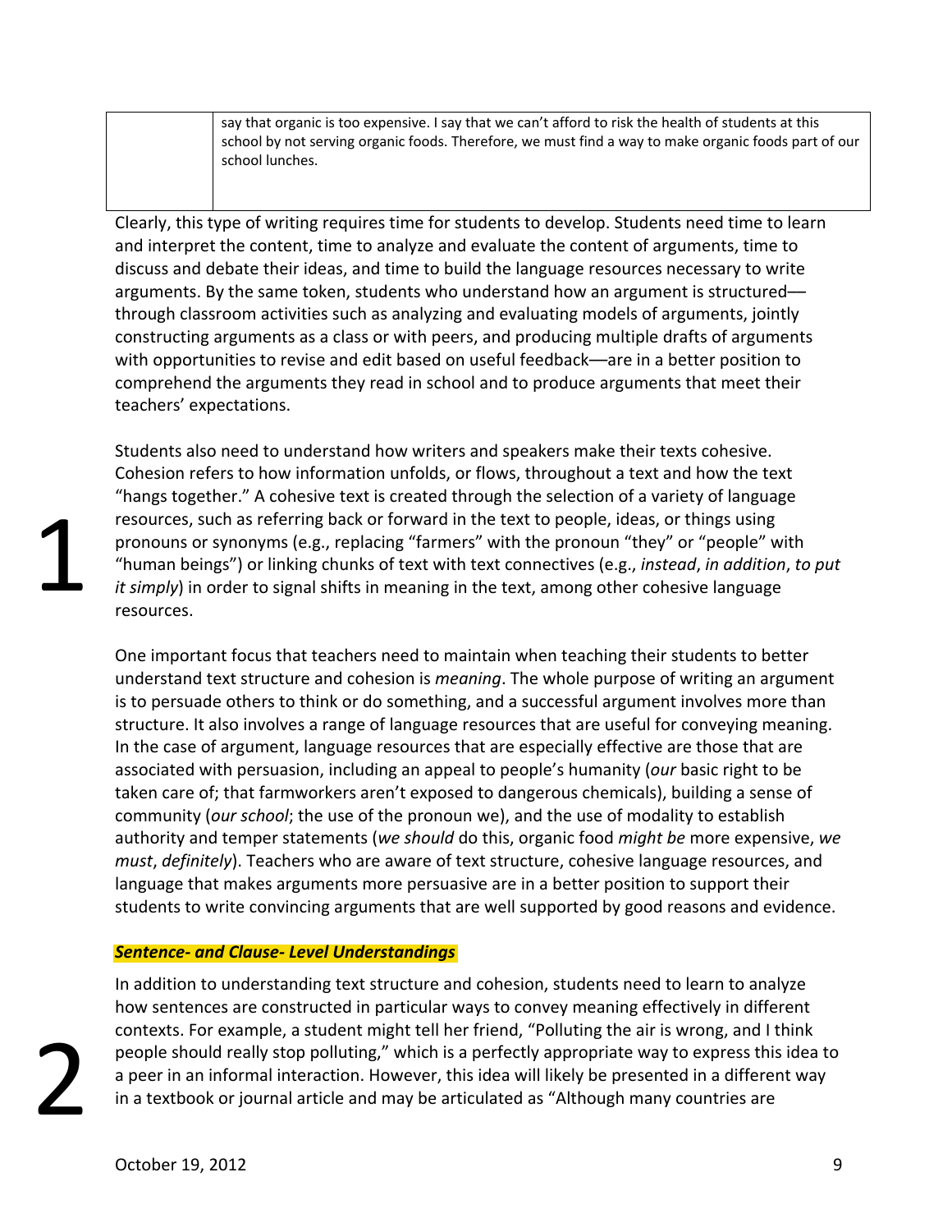| | say that organic is too expensive. I say that we can't afford to risk the health of students at this school by not serving organic foods. Therefore, we must find a way to make organic foods part of our school lunches. |
|---|---|

Clearly, this type of writing requires time for students to develop. Students need time to learn and interpret the content, time to analyze and evaluate the content of arguments, time to discuss and debate their ideas, and time to build the language resources necessary to write arguments. By the same token, students who understand how an argument is structured—through classroom activities such as analyzing and evaluating models of arguments, jointly constructing arguments as a class or with peers, and producing multiple drafts of arguments with opportunities to revise and edit based on useful feedback—are in a better position to comprehend the arguments they read in school and to produce arguments that meet their teachers' expectations.

1

Students also need to understand how writers and speakers make their texts cohesive. Cohesion refers to how information unfolds, or flows, throughout a text and how the text "hangs together." A cohesive text is created through the selection of a variety of language resources, such as referring back or forward in the text to people, ideas, or things using pronouns or synonyms (e.g., replacing "farmers" with the pronoun "they" or "people" with "human beings") or linking chunks of text with text connectives (e.g., *instead*, *in addition*, *to put it simply*) in order to signal shifts in meaning in the text, among other cohesive language resources.

One important focus that teachers need to maintain when teaching their students to better understand text structure and cohesion is *meaning*. The whole purpose of writing an argument is to persuade others to think or do something, and a successful argument involves more than structure. It also involves a range of language resources that are useful for conveying meaning. In the case of argument, language resources that are especially effective are those that are associated with persuasion, including an appeal to people's humanity (*our* basic right to be taken care of; that farmworkers aren't exposed to dangerous chemicals), building a sense of community (*our school*; the use of the pronoun we), and the use of modality to establish authority and temper statements (*we should* do this, organic food *might be* more expensive, *we must*, *definitely*). Teachers who are aware of text structure, cohesive language resources, and language that makes arguments more persuasive are in a better position to support their students to write convincing arguments that are well supported by good reasons and evidence.

***Sentence- and Clause- Level Understandings***

2

In addition to understanding text structure and cohesion, students need to learn to analyze how sentences are constructed in particular ways to convey meaning effectively in different contexts. For example, a student might tell her friend, "Polluting the air is wrong, and I think people should really stop polluting," which is a perfectly appropriate way to express this idea to a peer in an informal interaction. However, this idea will likely be presented in a different way in a textbook or journal article and may be articulated as "Although many countries are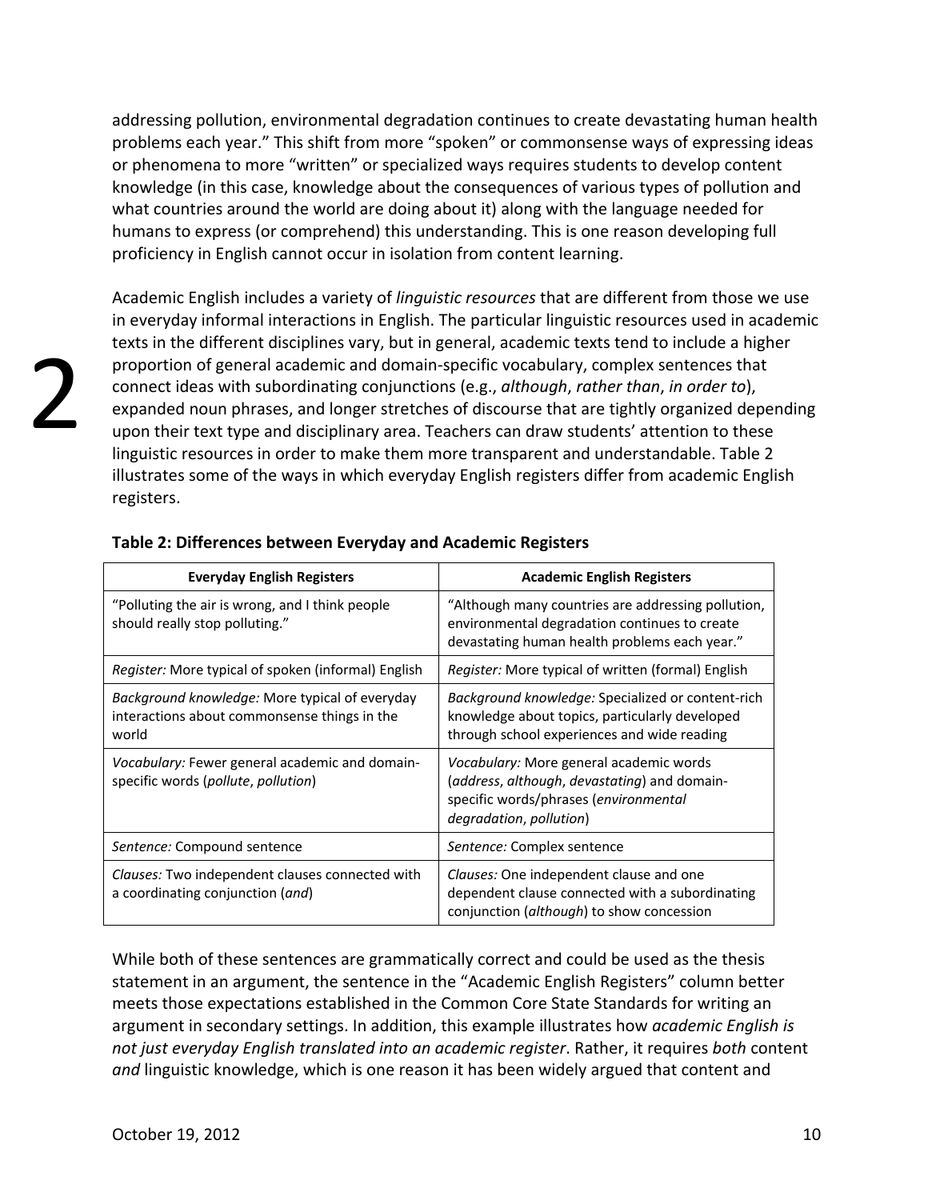addressing pollution, environmental degradation continues to create devastating human health problems each year." This shift from more "spoken" or commonsense ways of expressing ideas or phenomena to more "written" or specialized ways requires students to develop content knowledge (in this case, knowledge about the consequences of various types of pollution and what countries around the world are doing about it) along with the language needed for humans to express (or comprehend) this understanding. This is one reason developing full proficiency in English cannot occur in isolation from content learning.

Academic English includes a variety of *linguistic resources* that are different from those we use in everyday informal interactions in English. The particular linguistic resources used in academic texts in the different disciplines vary, but in general, academic texts tend to include a higher proportion of general academic and domain-specific vocabulary, complex sentences that connect ideas with subordinating conjunctions (e.g., *although*, *rather than*, *in order to*), expanded noun phrases, and longer stretches of discourse that are tightly organized depending upon their text type and disciplinary area. Teachers can draw students' attention to these linguistic resources in order to make them more transparent and understandable. Table 2 illustrates some of the ways in which everyday English registers differ from academic English registers.

**Table 2: Differences between Everyday and Academic Registers**

| Everyday English Registers | Academic English Registers |
|---|---|
| "Polluting the air is wrong, and I think people should really stop polluting." | "Although many countries are addressing pollution, environmental degradation continues to create devastating human health problems each year." |
| *Register:* More typical of spoken (informal) English | *Register:* More typical of written (formal) English |
| *Background knowledge:* More typical of everyday interactions about commonsense things in the world | *Background knowledge:* Specialized or content-rich knowledge about topics, particularly developed through school experiences and wide reading |
| *Vocabulary:* Fewer general academic and domain-specific words (*pollute*, *pollution*) | *Vocabulary:* More general academic words (*address*, *although*, *devastating*) and domain-specific words/phrases (*environmental degradation*, *pollution*) |
| *Sentence:* Compound sentence | *Sentence:* Complex sentence |
| *Clauses:* Two independent clauses connected with a coordinating conjunction (*and*) | *Clauses:* One independent clause and one dependent clause connected with a subordinating conjunction (*although*) to show concession |

While both of these sentences are grammatically correct and could be used as the thesis statement in an argument, the sentence in the "Academic English Registers" column better meets those expectations established in the Common Core State Standards for writing an argument in secondary settings. In addition, this example illustrates how *academic English is not just everyday English translated into an academic register*. Rather, it requires *both* content *and* linguistic knowledge, which is one reason it has been widely argued that content and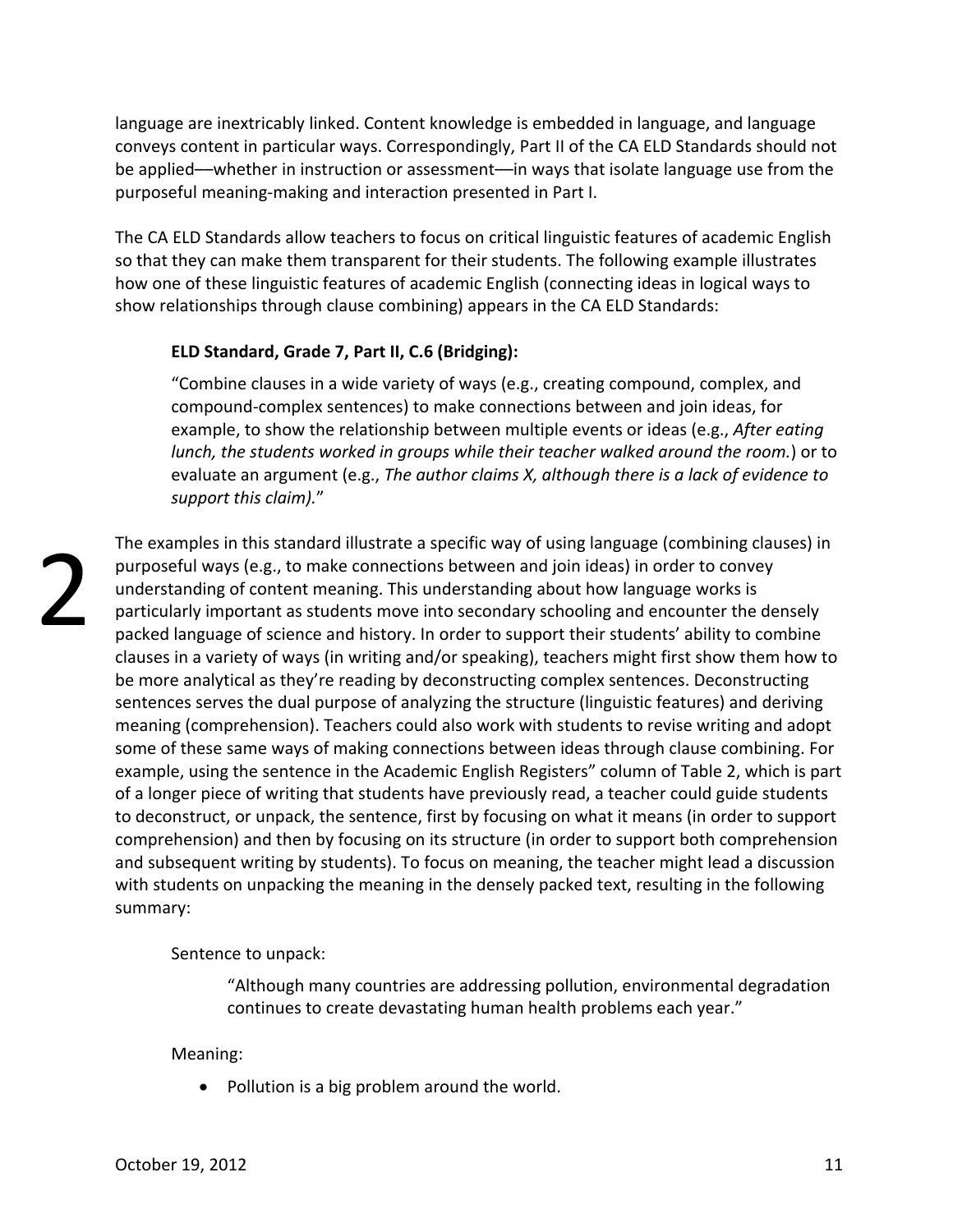language are inextricably linked. Content knowledge is embedded in language, and language conveys content in particular ways. Correspondingly, Part II of the CA ELD Standards should not be applied—whether in instruction or assessment—in ways that isolate language use from the purposeful meaning-making and interaction presented in Part I.

The CA ELD Standards allow teachers to focus on critical linguistic features of academic English so that they can make them transparent for their students. The following example illustrates how one of these linguistic features of academic English (connecting ideas in logical ways to show relationships through clause combining) appears in the CA ELD Standards:

> **ELD Standard, Grade 7, Part II, C.6 (Bridging):**
>
> "Combine clauses in a wide variety of ways (e.g., creating compound, complex, and compound-complex sentences) to make connections between and join ideas, for example, to show the relationship between multiple events or ideas (e.g., *After eating lunch, the students worked in groups while their teacher walked around the room.*) or to evaluate an argument (e.g., *The author claims X, although there is a lack of evidence to support this claim).*"

2

The examples in this standard illustrate a specific way of using language (combining clauses) in purposeful ways (e.g., to make connections between and join ideas) in order to convey understanding of content meaning. This understanding about how language works is particularly important as students move into secondary schooling and encounter the densely packed language of science and history. In order to support their students' ability to combine clauses in a variety of ways (in writing and/or speaking), teachers might first show them how to be more analytical as they're reading by deconstructing complex sentences. Deconstructing sentences serves the dual purpose of analyzing the structure (linguistic features) and deriving meaning (comprehension). Teachers could also work with students to revise writing and adopt some of these same ways of making connections between ideas through clause combining. For example, using the sentence in the Academic English Registers" column of Table 2, which is part of a longer piece of writing that students have previously read, a teacher could guide students to deconstruct, or unpack, the sentence, first by focusing on what it means (in order to support comprehension) and then by focusing on its structure (in order to support both comprehension and subsequent writing by students). To focus on meaning, the teacher might lead a discussion with students on unpacking the meaning in the densely packed text, resulting in the following summary:

Sentence to unpack:

> "Although many countries are addressing pollution, environmental degradation continues to create devastating human health problems each year."

Meaning:

- Pollution is a big problem around the world.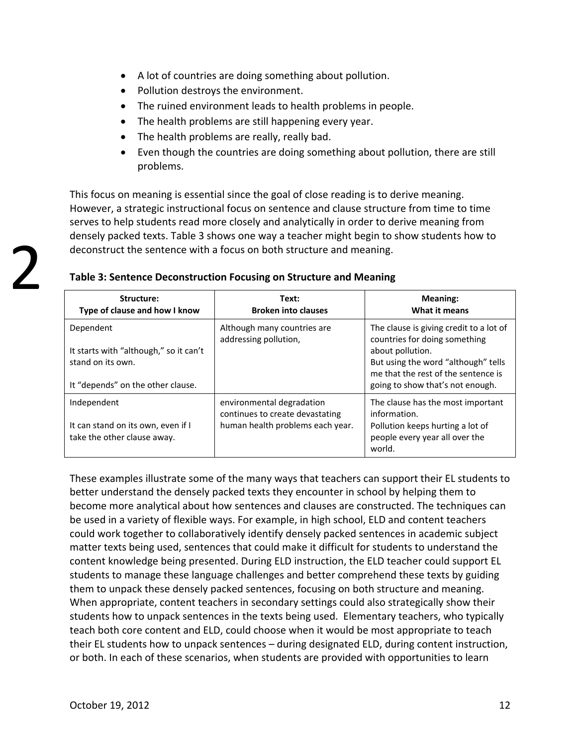- A lot of countries are doing something about pollution.
- Pollution destroys the environment.
- The ruined environment leads to health problems in people.
- The health problems are still happening every year.
- The health problems are really, really bad.
- Even though the countries are doing something about pollution, there are still problems.

This focus on meaning is essential since the goal of close reading is to derive meaning. However, a strategic instructional focus on sentence and clause structure from time to time serves to help students read more closely and analytically in order to derive meaning from densely packed texts. Table 3 shows one way a teacher might begin to show students how to deconstruct the sentence with a focus on both structure and meaning.

**Table 3: Sentence Deconstruction Focusing on Structure and Meaning**

| Structure: Type of clause and how I know | Text: Broken into clauses | Meaning: What it means |
|---|---|---|
| Dependent<br><br>It starts with "although," so it can't stand on its own.<br><br>It "depends" on the other clause. | Although many countries are addressing pollution, | The clause is giving credit to a lot of countries for doing something about pollution.<br>But using the word "although" tells me that the rest of the sentence is going to show that's not enough. |
| Independent<br><br>It can stand on its own, even if I take the other clause away. | environmental degradation continues to create devastating human health problems each year. | The clause has the most important information.<br>Pollution keeps hurting a lot of people every year all over the world. |

These examples illustrate some of the many ways that teachers can support their EL students to better understand the densely packed texts they encounter in school by helping them to become more analytical about how sentences and clauses are constructed. The techniques can be used in a variety of flexible ways. For example, in high school, ELD and content teachers could work together to collaboratively identify densely packed sentences in academic subject matter texts being used, sentences that could make it difficult for students to understand the content knowledge being presented. During ELD instruction, the ELD teacher could support EL students to manage these language challenges and better comprehend these texts by guiding them to unpack these densely packed sentences, focusing on both structure and meaning. When appropriate, content teachers in secondary settings could also strategically show their students how to unpack sentences in the texts being used. Elementary teachers, who typically teach both core content and ELD, could choose when it would be most appropriate to teach their EL students how to unpack sentences – during designated ELD, during content instruction, or both. In each of these scenarios, when students are provided with opportunities to learn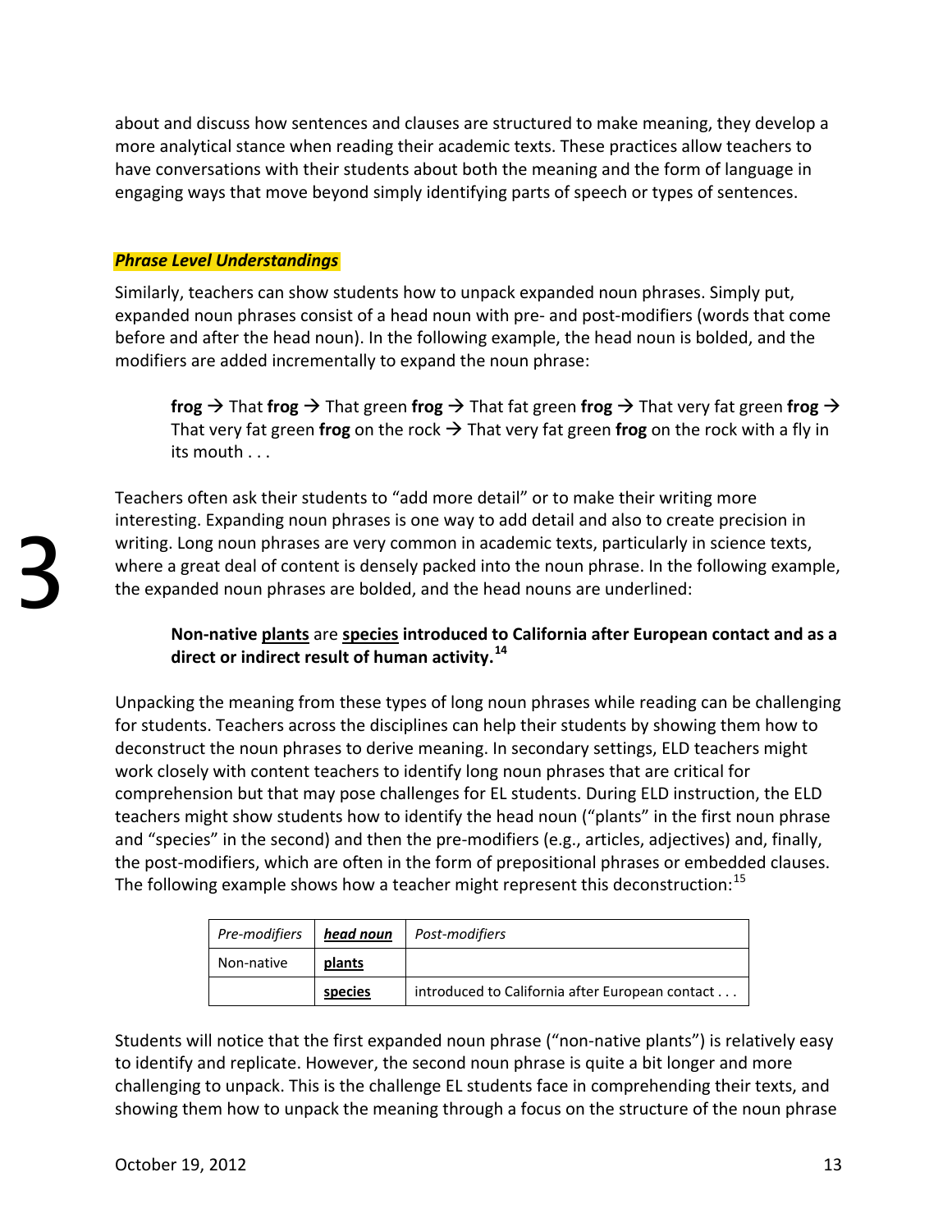about and discuss how sentences and clauses are structured to make meaning, they develop a more analytical stance when reading their academic texts. These practices allow teachers to have conversations with their students about both the meaning and the form of language in engaging ways that move beyond simply identifying parts of speech or types of sentences.

### ***Phrase Level Understandings***

Similarly, teachers can show students how to unpack expanded noun phrases. Simply put, expanded noun phrases consist of a head noun with pre- and post-modifiers (words that come before and after the head noun). In the following example, the head noun is bolded, and the modifiers are added incrementally to expand the noun phrase:

> **frog** → That **frog** → That green **frog** → That fat green **frog** → That very fat green **frog** → That very fat green **frog** on the rock → That very fat green **frog** on the rock with a fly in its mouth . . .

Teachers often ask their students to "add more detail" or to make their writing more interesting. Expanding noun phrases is one way to add detail and also to create precision in writing. Long noun phrases are very common in academic texts, particularly in science texts, where a great deal of content is densely packed into the noun phrase. In the following example, the expanded noun phrases are bolded, and the head nouns are underlined:

> **Non-native <u>plants</u>** are **<u>species</u> introduced to California after European contact and as a direct or indirect result of human activity.**[14]

Unpacking the meaning from these types of long noun phrases while reading can be challenging for students. Teachers across the disciplines can help their students by showing them how to deconstruct the noun phrases to derive meaning. In secondary settings, ELD teachers might work closely with content teachers to identify long noun phrases that are critical for comprehension but that may pose challenges for EL students. During ELD instruction, the ELD teachers might show students how to identify the head noun ("plants" in the first noun phrase and "species" in the second) and then the pre-modifiers (e.g., articles, adjectives) and, finally, the post-modifiers, which are often in the form of prepositional phrases or embedded clauses. The following example shows how a teacher might represent this deconstruction:[15]

| *Pre-modifiers* | ***<u>head noun</u>*** | *Post-modifiers* |
|---|---|---|
| Non-native | **<u>plants</u>** | |
| | **<u>species</u>** | introduced to California after European contact . . . |

Students will notice that the first expanded noun phrase ("non-native plants") is relatively easy to identify and replicate. However, the second noun phrase is quite a bit longer and more challenging to unpack. This is the challenge EL students face in comprehending their texts, and showing them how to unpack the meaning through a focus on the structure of the noun phrase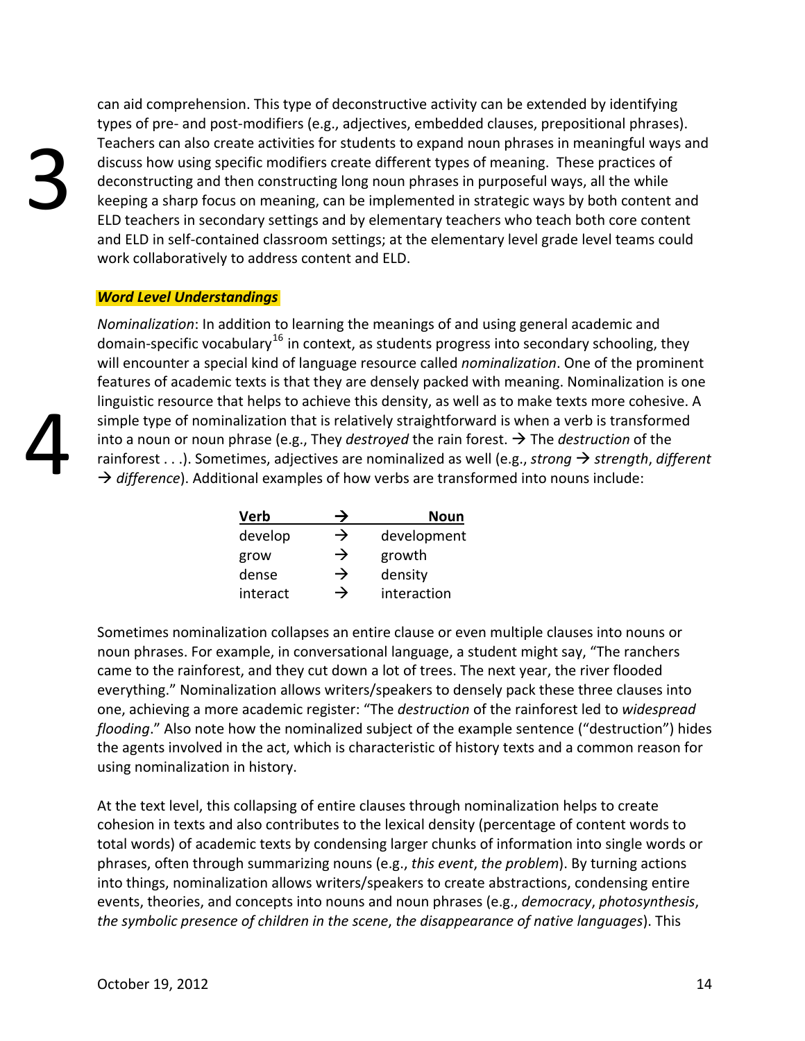3

can aid comprehension. This type of deconstructive activity can be extended by identifying types of pre- and post-modifiers (e.g., adjectives, embedded clauses, prepositional phrases). Teachers can also create activities for students to expand noun phrases in meaningful ways and discuss how using specific modifiers create different types of meaning. These practices of deconstructing and then constructing long noun phrases in purposeful ways, all the while keeping a sharp focus on meaning, can be implemented in strategic ways by both content and ELD teachers in secondary settings and by elementary teachers who teach both core content and ELD in self-contained classroom settings; at the elementary level grade level teams could work collaboratively to address content and ELD.

***Word Level Understandings***

4

*Nominalization*: In addition to learning the meanings of and using general academic and domain-specific vocabulary[16] in context, as students progress into secondary schooling, they will encounter a special kind of language resource called *nominalization*. One of the prominent features of academic texts is that they are densely packed with meaning. Nominalization is one linguistic resource that helps to achieve this density, as well as to make texts more cohesive. A simple type of nominalization that is relatively straightforward is when a verb is transformed into a noun or noun phrase (e.g., They *destroyed* the rain forest. → The *destruction* of the rainforest . . .). Sometimes, adjectives are nominalized as well (e.g., *strong* → *strength*, *different* → *difference*). Additional examples of how verbs are transformed into nouns include:

| Verb | → | Noun |
|---|---|---|
| develop | → | development |
| grow | → | growth |
| dense | → | density |
| interact | → | interaction |

Sometimes nominalization collapses an entire clause or even multiple clauses into nouns or noun phrases. For example, in conversational language, a student might say, "The ranchers came to the rainforest, and they cut down a lot of trees. The next year, the river flooded everything." Nominalization allows writers/speakers to densely pack these three clauses into one, achieving a more academic register: "The *destruction* of the rainforest led to *widespread flooding*." Also note how the nominalized subject of the example sentence ("destruction") hides the agents involved in the act, which is characteristic of history texts and a common reason for using nominalization in history.

At the text level, this collapsing of entire clauses through nominalization helps to create cohesion in texts and also contributes to the lexical density (percentage of content words to total words) of academic texts by condensing larger chunks of information into single words or phrases, often through summarizing nouns (e.g., *this event*, *the problem*). By turning actions into things, nominalization allows writers/speakers to create abstractions, condensing entire events, theories, and concepts into nouns and noun phrases (e.g., *democracy*, *photosynthesis*, *the symbolic presence of children in the scene*, *the disappearance of native languages*). This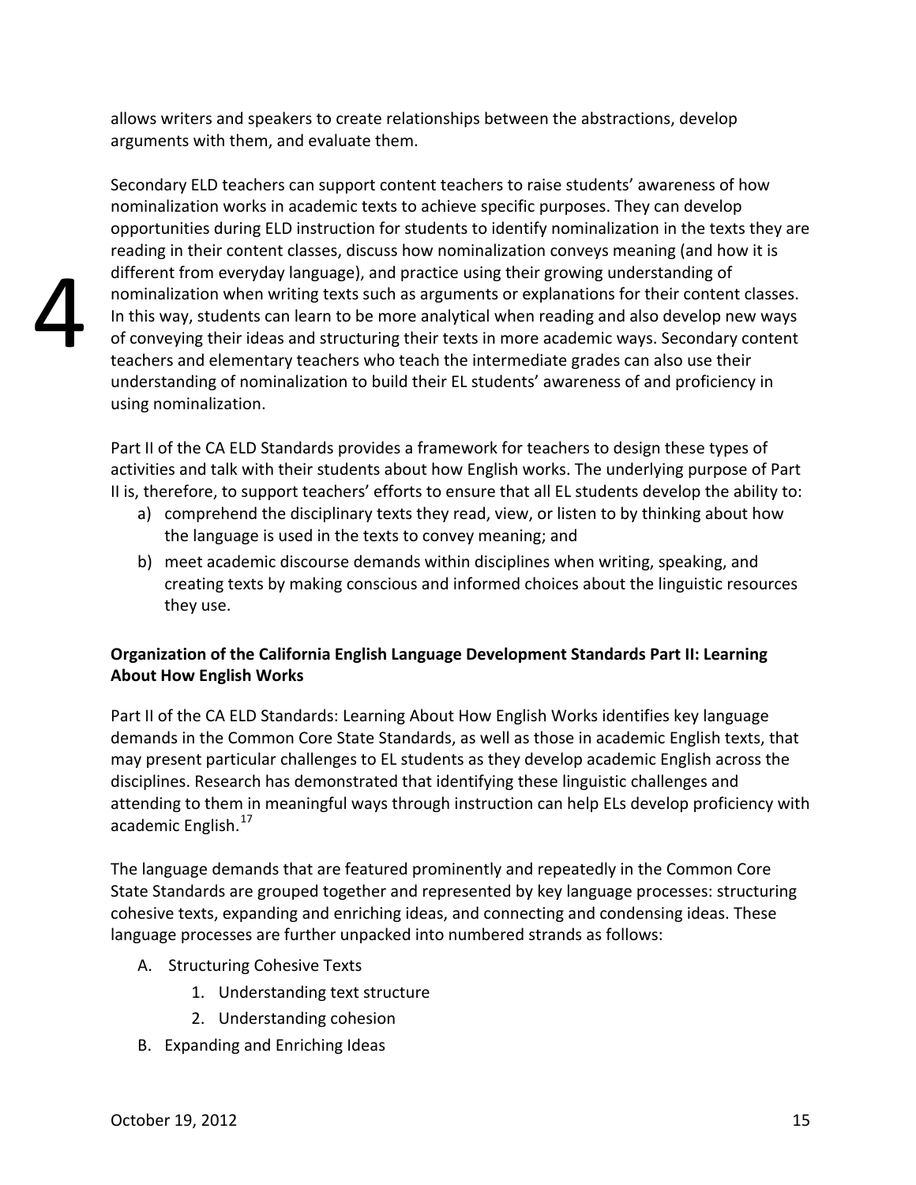allows writers and speakers to create relationships between the abstractions, develop arguments with them, and evaluate them.

Secondary ELD teachers can support content teachers to raise students' awareness of how nominalization works in academic texts to achieve specific purposes. They can develop opportunities during ELD instruction for students to identify nominalization in the texts they are reading in their content classes, discuss how nominalization conveys meaning (and how it is different from everyday language), and practice using their growing understanding of nominalization when writing texts such as arguments or explanations for their content classes. In this way, students can learn to be more analytical when reading and also develop new ways of conveying their ideas and structuring their texts in more academic ways. Secondary content teachers and elementary teachers who teach the intermediate grades can also use their understanding of nominalization to build their EL students' awareness of and proficiency in using nominalization.

Part II of the CA ELD Standards provides a framework for teachers to design these types of activities and talk with their students about how English works. The underlying purpose of Part II is, therefore, to support teachers' efforts to ensure that all EL students develop the ability to:

a) comprehend the disciplinary texts they read, view, or listen to by thinking about how the language is used in the texts to convey meaning; and
b) meet academic discourse demands within disciplines when writing, speaking, and creating texts by making conscious and informed choices about the linguistic resources they use.

**Organization of the California English Language Development Standards Part II: Learning About How English Works**

Part II of the CA ELD Standards: Learning About How English Works identifies key language demands in the Common Core State Standards, as well as those in academic English texts, that may present particular challenges to EL students as they develop academic English across the disciplines. Research has demonstrated that identifying these linguistic challenges and attending to them in meaningful ways through instruction can help ELs develop proficiency with academic English.[17]

The language demands that are featured prominently and repeatedly in the Common Core State Standards are grouped together and represented by key language processes: structuring cohesive texts, expanding and enriching ideas, and connecting and condensing ideas. These language processes are further unpacked into numbered strands as follows:

A. Structuring Cohesive Texts
    1. Understanding text structure
    2. Understanding cohesion
B. Expanding and Enriching Ideas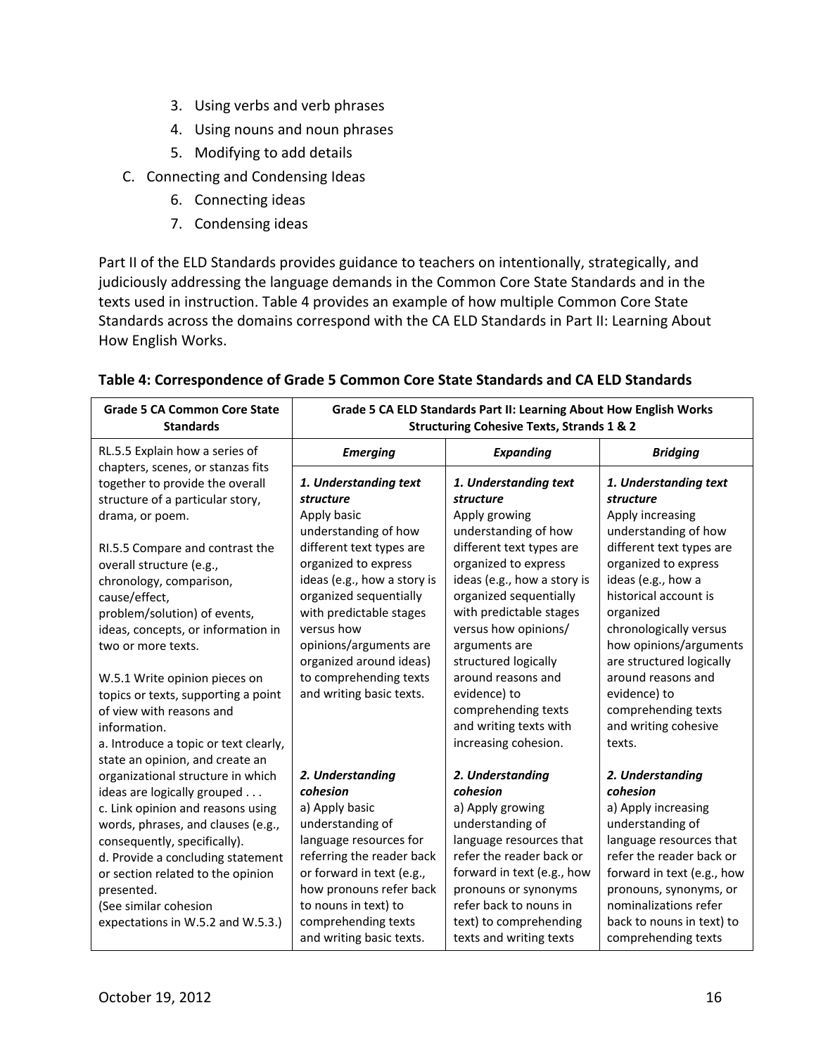3. Using verbs and verb phrases
4. Using nouns and noun phrases
5. Modifying to add details

C. Connecting and Condensing Ideas

6. Connecting ideas
7. Condensing ideas

Part II of the ELD Standards provides guidance to teachers on intentionally, strategically, and judiciously addressing the language demands in the Common Core State Standards and in the texts used in instruction. Table 4 provides an example of how multiple Common Core State Standards across the domains correspond with the CA ELD Standards in Part II: Learning About How English Works.

**Table 4: Correspondence of Grade 5 Common Core State Standards and CA ELD Standards**

| **Grade 5 CA Common Core State Standards** | **Grade 5 CA ELD Standards Part II: Learning About How English Works Structuring Cohesive Texts, Strands 1 & 2** | | |
|---|---|---|---|
| | ***Emerging*** | ***Expanding*** | ***Bridging*** |
| RL.5.5 Explain how a series of chapters, scenes, or stanzas fits together to provide the overall structure of a particular story, drama, or poem.<br><br>RI.5.5 Compare and contrast the overall structure (e.g., chronology, comparison, cause/effect, problem/solution) of events, ideas, concepts, or information in two or more texts.<br><br>W.5.1 Write opinion pieces on topics or texts, supporting a point of view with reasons and information.<br>a. Introduce a topic or text clearly, state an opinion, and create an organizational structure in which ideas are logically grouped . . .<br>c. Link opinion and reasons using words, phrases, and clauses (e.g., consequently, specifically).<br>d. Provide a concluding statement or section related to the opinion presented.<br>(See similar cohesion expectations in W.5.2 and W.5.3.) | ***1. Understanding text structure***<br>Apply basic understanding of how different text types are organized to express ideas (e.g., how a story is organized sequentially with predictable stages versus how opinions/arguments are organized around ideas) to comprehending texts and writing basic texts.<br><br>***2. Understanding cohesion***<br>a) Apply basic understanding of language resources for referring the reader back or forward in text (e.g., how pronouns refer back to nouns in text) to comprehending texts and writing basic texts. | ***1. Understanding text structure***<br>Apply growing understanding of how different text types are organized to express ideas (e.g., how a story is organized sequentially with predictable stages versus how opinions/ arguments are structured logically around reasons and evidence) to comprehending texts and writing texts with increasing cohesion.<br><br>***2. Understanding cohesion***<br>a) Apply growing understanding of language resources that refer the reader back or forward in text (e.g., how pronouns or synonyms refer back to nouns in text) to comprehending texts and writing texts | ***1. Understanding text structure***<br>Apply increasing understanding of how different text types are organized to express ideas (e.g., how a historical account is organized chronologically versus how opinions/arguments are structured logically around reasons and evidence) to comprehending texts and writing cohesive texts.<br><br>***2. Understanding cohesion***<br>a) Apply increasing understanding of language resources that refer the reader back or forward in text (e.g., how pronouns, synonyms, or nominalizations refer back to nouns in text) to comprehending texts |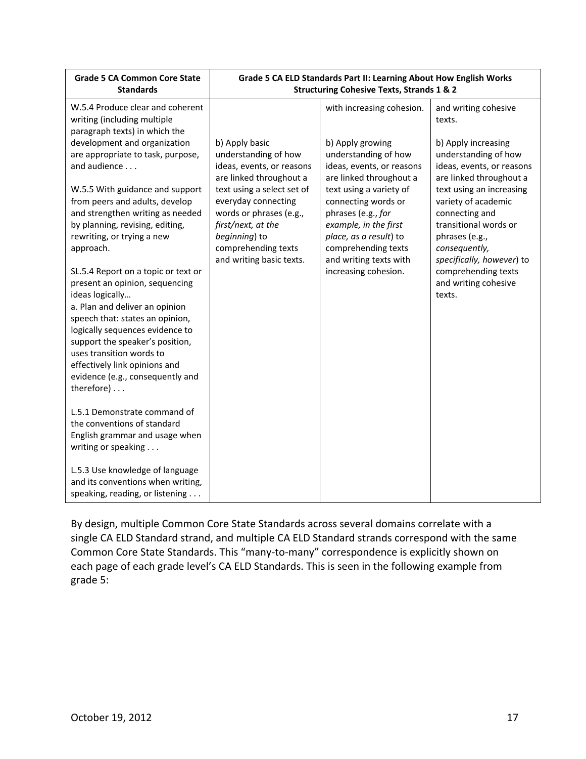| Grade 5 CA Common Core State Standards | Grade 5 CA ELD Standards Part II: Learning About How English Works Structuring Cohesive Texts, Strands 1 & 2 | | |
|---|---|---|---|
| W.5.4 Produce clear and coherent writing (including multiple paragraph texts) in which the development and organization are appropriate to task, purpose, and audience . . .<br><br>W.5.5 With guidance and support from peers and adults, develop and strengthen writing as needed by planning, revising, editing, rewriting, or trying a new approach.<br><br>SL.5.4 Report on a topic or text or present an opinion, sequencing ideas logically…<br>a. Plan and deliver an opinion speech that: states an opinion, logically sequences evidence to support the speaker's position, uses transition words to effectively link opinions and evidence (e.g., consequently and therefore) . . .<br><br>L.5.1 Demonstrate command of the conventions of standard English grammar and usage when writing or speaking . . .<br><br>L.5.3 Use knowledge of language and its conventions when writing, speaking, reading, or listening . . . | b) Apply basic understanding of how ideas, events, or reasons are linked throughout a text using a select set of everyday connecting words or phrases (e.g., *first/next, at the beginning*) to comprehending texts and writing basic texts. | with increasing cohesion.<br><br>b) Apply growing understanding of how ideas, events, or reasons are linked throughout a text using a variety of connecting words or phrases (e.g., *for example, in the first place, as a result*) to comprehending texts and writing texts with increasing cohesion. | and writing cohesive texts.<br><br>b) Apply increasing understanding of how ideas, events, or reasons are linked throughout a text using an increasing variety of academic connecting and transitional words or phrases (e.g., *consequently, specifically, however*) to comprehending texts and writing cohesive texts. |

By design, multiple Common Core State Standards across several domains correlate with a single CA ELD Standard strand, and multiple CA ELD Standard strands correspond with the same Common Core State Standards. This "many-to-many" correspondence is explicitly shown on each page of each grade level's CA ELD Standards. This is seen in the following example from grade 5: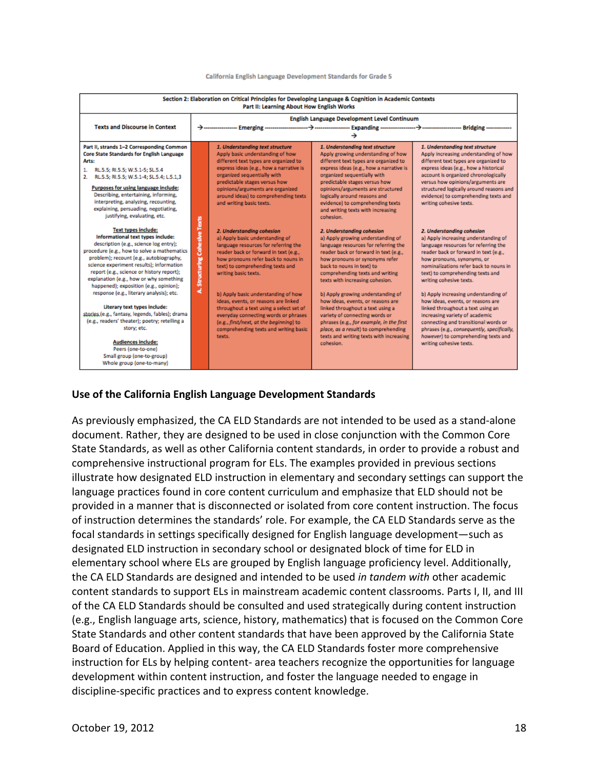California English Language Development Standards for Grade 5

| Section 2: Elaboration on Critical Principles for Developing Language & Cognition in Academic Contexts<br>Part II: Learning About How English Works | | | | |
|---|---|---|---|---|
| **Texts and Discourse in Context** | | **English Language Development Level Continuum**<br>→ Emerging → | Expanding → | Bridging |
| **Part II, strands 1–2 Corresponding Common Core State Standards for English Language Arts:**<br>1. RL.5.5; RI.5.5; W.5.1-5; SL.5.4<br>2. RL.5.5; RI.5.5; W.5.1-4; SL.5.4; L.5.1,3<br><br>**Purposes for using language include:** Describing, entertaining, informing, interpreting, analyzing, recounting, explaining, persuading, negotiating, justifying, evaluating, etc.<br><br>**Text types include:**<br>**Informational text types include:** description (e.g., science log entry); procedure (e.g., how to solve a mathematics problem); recount (e.g., autobiography, science experiment results); information report (e.g., science or history report); explanation (e.g., how or why something happened); exposition (e.g., opinion); response (e.g., literary analysis); etc.<br><br>**Literary text types include:** stories (e.g., fantasy, legends, fables); drama (e.g., readers' theater); poetry; retelling a story; etc.<br><br>**Audiences include:**<br>Peers (one-to-one)<br>Small group (one-to-group)<br>Whole group (one-to-many) | **A. Structuring Cohesive Texts** | *1. Understanding text structure*<br>Apply basic understanding of how different text types are organized to express ideas (e.g., how a narrative is organized sequentially with predictable stages versus how opinions/arguments are organized around ideas) to comprehending texts and writing basic texts.<br><br>*2. Understanding cohesion*<br>a) Apply basic understanding of language resources for referring the reader back or forward in text (e.g., how pronouns refer back to nouns in text) to comprehending texts and writing basic texts.<br><br>b) Apply basic understanding of how ideas, events, or reasons are linked throughout a text using a select set of everyday connecting words or phrases (e.g., *first/next, at the beginning*) to comprehending texts and writing basic texts. | *1. Understanding text structure*<br>Apply growing understanding of how different text types are organized to express ideas (e.g., how a narrative is organized sequentially with predictable stages versus how opinions/arguments are structured logically around reasons and evidence) to comprehending texts and writing texts with increasing cohesion.<br><br>*2. Understanding cohesion*<br>a) Apply growing understanding of language resources for referring the reader back or forward in text (e.g., how pronouns or synonyms refer back to nouns in text) to comprehending texts and writing texts with increasing cohesion.<br><br>b) Apply growing understanding of how ideas, events, or reasons are linked throughout a text using a variety of connecting words or phrases (e.g., *for example, in the first place, as a result*) to comprehending texts and writing texts with increasing cohesion. | *1. Understanding text structure*<br>Apply increasing understanding of how different text types are organized to express ideas (e.g., how a historical account is organized chronologically versus how opinions/arguments are structured logically around reasons and evidence) to comprehending texts and writing cohesive texts.<br><br>*2. Understanding cohesion*<br>a) Apply increasing understanding of language resources for referring the reader back or forward in text (e.g., how pronouns, synonyms, or nominalizations refer back to nouns in text) to comprehending texts and writing cohesive texts.<br><br>b) Apply increasing understanding of how ideas, events, or reasons are linked throughout a text using an increasing variety of academic connecting and transitional words or phrases (e.g., *consequently, specifically, however*) to comprehending texts and writing cohesive texts. |

### Use of the California English Language Development Standards

As previously emphasized, the CA ELD Standards are not intended to be used as a stand-alone document. Rather, they are designed to be used in close conjunction with the Common Core State Standards, as well as other California content standards, in order to provide a robust and comprehensive instructional program for ELs. The examples provided in previous sections illustrate how designated ELD instruction in elementary and secondary settings can support the language practices found in core content curriculum and emphasize that ELD should not be provided in a manner that is disconnected or isolated from core content instruction. The focus of instruction determines the standards' role. For example, the CA ELD Standards serve as the focal standards in settings specifically designed for English language development—such as designated ELD instruction in secondary school or designated block of time for ELD in elementary school where ELs are grouped by English language proficiency level. Additionally, the CA ELD Standards are designed and intended to be used *in tandem with* other academic content standards to support ELs in mainstream academic content classrooms. Parts I, II, and III of the CA ELD Standards should be consulted and used strategically during content instruction (e.g., English language arts, science, history, mathematics) that is focused on the Common Core State Standards and other content standards that have been approved by the California State Board of Education. Applied in this way, the CA ELD Standards foster more comprehensive instruction for ELs by helping content- area teachers recognize the opportunities for language development within content instruction, and foster the language needed to engage in discipline-specific practices and to express content knowledge.

October 19, 2012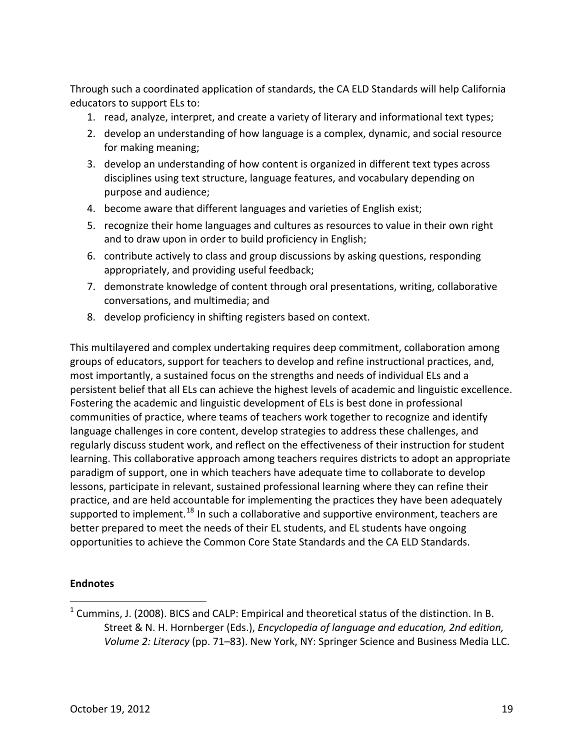Through such a coordinated application of standards, the CA ELD Standards will help California educators to support ELs to:

1. read, analyze, interpret, and create a variety of literary and informational text types;
2. develop an understanding of how language is a complex, dynamic, and social resource for making meaning;
3. develop an understanding of how content is organized in different text types across disciplines using text structure, language features, and vocabulary depending on purpose and audience;
4. become aware that different languages and varieties of English exist;
5. recognize their home languages and cultures as resources to value in their own right and to draw upon in order to build proficiency in English;
6. contribute actively to class and group discussions by asking questions, responding appropriately, and providing useful feedback;
7. demonstrate knowledge of content through oral presentations, writing, collaborative conversations, and multimedia; and
8. develop proficiency in shifting registers based on context.

This multilayered and complex undertaking requires deep commitment, collaboration among groups of educators, support for teachers to develop and refine instructional practices, and, most importantly, a sustained focus on the strengths and needs of individual ELs and a persistent belief that all ELs can achieve the highest levels of academic and linguistic excellence. Fostering the academic and linguistic development of ELs is best done in professional communities of practice, where teams of teachers work together to recognize and identify language challenges in core content, develop strategies to address these challenges, and regularly discuss student work, and reflect on the effectiveness of their instruction for student learning. This collaborative approach among teachers requires districts to adopt an appropriate paradigm of support, one in which teachers have adequate time to collaborate to develop lessons, participate in relevant, sustained professional learning where they can refine their practice, and are held accountable for implementing the practices they have been adequately supported to implement.[18] In such a collaborative and supportive environment, teachers are better prepared to meet the needs of their EL students, and EL students have ongoing opportunities to achieve the Common Core State Standards and the CA ELD Standards.

**Endnotes**

[1] Cummins, J. (2008). BICS and CALP: Empirical and theoretical status of the distinction. In B. Street & N. H. Hornberger (Eds.), *Encyclopedia of language and education, 2nd edition, Volume 2: Literacy* (pp. 71–83). New York, NY: Springer Science and Business Media LLC.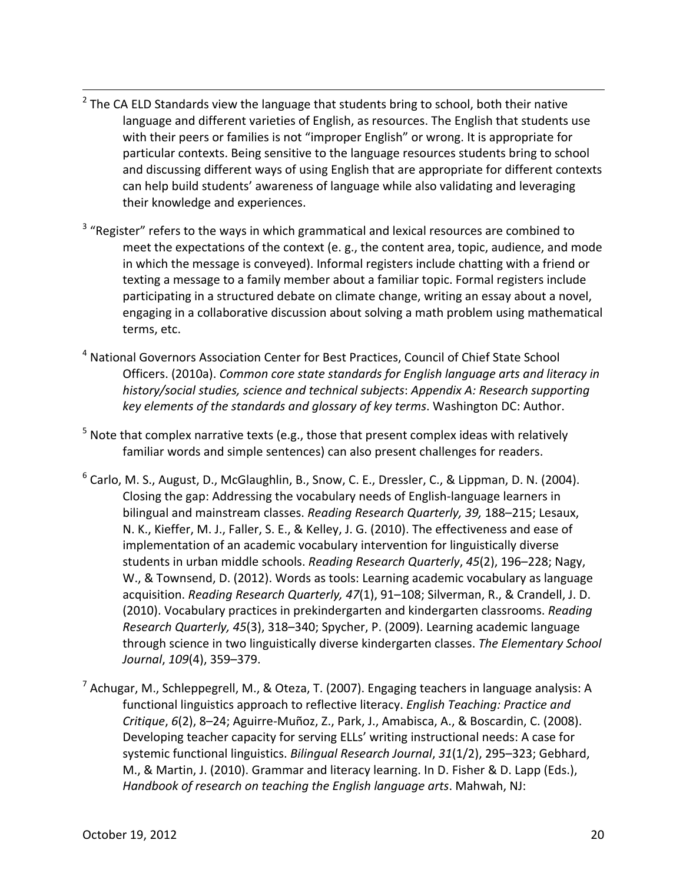[2] The CA ELD Standards view the language that students bring to school, both their native language and different varieties of English, as resources. The English that students use with their peers or families is not "improper English" or wrong. It is appropriate for particular contexts. Being sensitive to the language resources students bring to school and discussing different ways of using English that are appropriate for different contexts can help build students' awareness of language while also validating and leveraging their knowledge and experiences.

[3] "Register" refers to the ways in which grammatical and lexical resources are combined to meet the expectations of the context (e. g., the content area, topic, audience, and mode in which the message is conveyed). Informal registers include chatting with a friend or texting a message to a family member about a familiar topic. Formal registers include participating in a structured debate on climate change, writing an essay about a novel, engaging in a collaborative discussion about solving a math problem using mathematical terms, etc.

[4] National Governors Association Center for Best Practices, Council of Chief State School Officers. (2010a). *Common core state standards for English language arts and literacy in history/social studies, science and technical subjects*: *Appendix A: Research supporting key elements of the standards and glossary of key terms*. Washington DC: Author.

[5] Note that complex narrative texts (e.g., those that present complex ideas with relatively familiar words and simple sentences) can also present challenges for readers.

[6] Carlo, M. S., August, D., McGlaughlin, B., Snow, C. E., Dressler, C., & Lippman, D. N. (2004). Closing the gap: Addressing the vocabulary needs of English-language learners in bilingual and mainstream classes. *Reading Research Quarterly, 39,* 188–215; Lesaux, N. K., Kieffer, M. J., Faller, S. E., & Kelley, J. G. (2010). The effectiveness and ease of implementation of an academic vocabulary intervention for linguistically diverse students in urban middle schools. *Reading Research Quarterly*, *45*(2), 196–228; Nagy, W., & Townsend, D. (2012). Words as tools: Learning academic vocabulary as language acquisition. *Reading Research Quarterly, 47*(1), 91–108; Silverman, R., & Crandell, J. D. (2010). Vocabulary practices in prekindergarten and kindergarten classrooms. *Reading Research Quarterly, 45*(3), 318–340; Spycher, P. (2009). Learning academic language through science in two linguistically diverse kindergarten classes. *The Elementary School Journal*, *109*(4), 359–379.

[7] Achugar, M., Schleppegrell, M., & Oteza, T. (2007). Engaging teachers in language analysis: A functional linguistics approach to reflective literacy. *English Teaching: Practice and Critique*, *6*(2), 8–24; Aguirre-Muñoz, Z., Park, J., Amabisca, A., & Boscardin, C. (2008). Developing teacher capacity for serving ELLs' writing instructional needs: A case for systemic functional linguistics. *Bilingual Research Journal*, *31*(1/2), 295–323; Gebhard, M., & Martin, J. (2010). Grammar and literacy learning. In D. Fisher & D. Lapp (Eds.), *Handbook of research on teaching the English language arts*. Mahwah, NJ: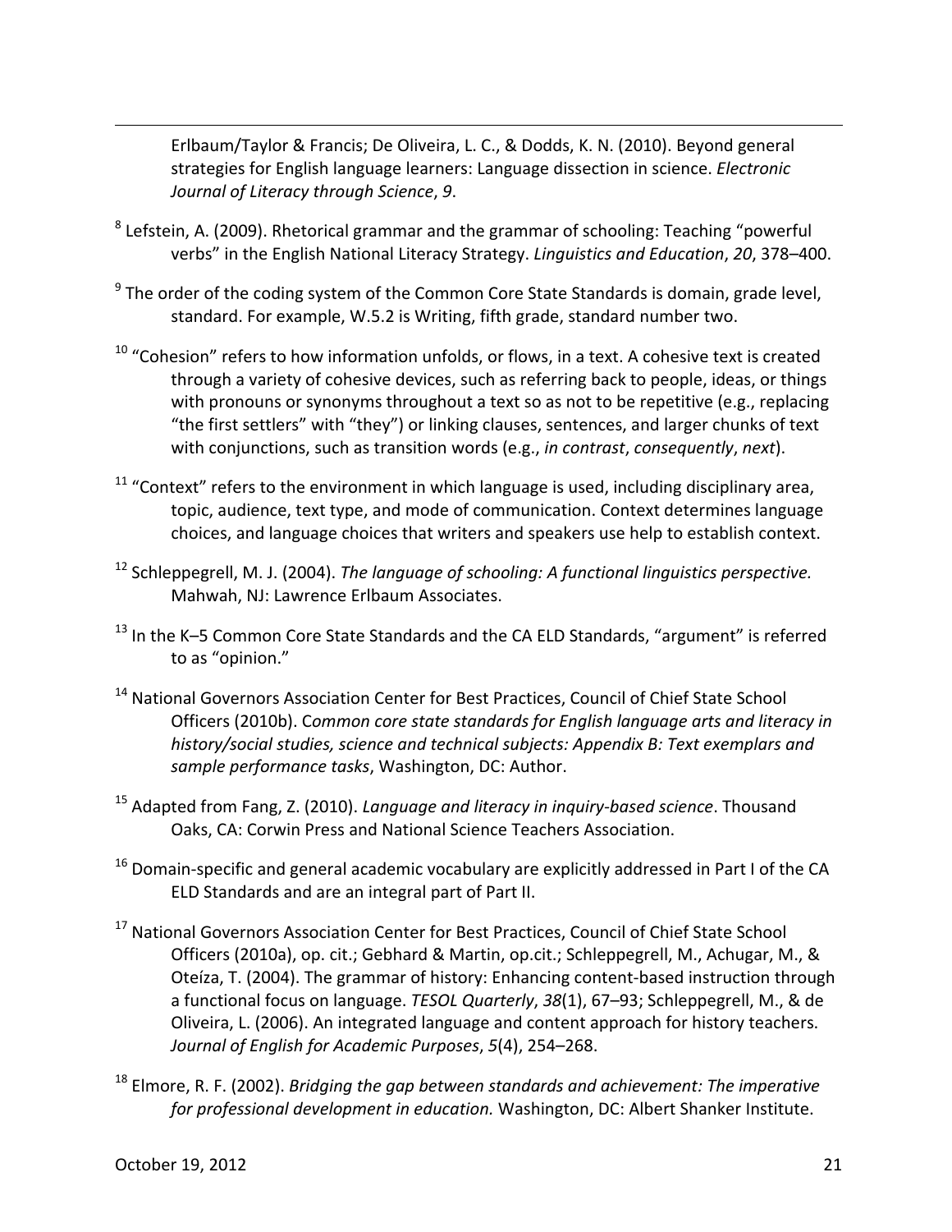Erlbaum/Taylor & Francis; De Oliveira, L. C., & Dodds, K. N. (2010). Beyond general strategies for English language learners: Language dissection in science. *Electronic Journal of Literacy through Science*, *9*.

[8] Lefstein, A. (2009). Rhetorical grammar and the grammar of schooling: Teaching "powerful verbs" in the English National Literacy Strategy. *Linguistics and Education*, *20*, 378–400.

[9] The order of the coding system of the Common Core State Standards is domain, grade level, standard. For example, W.5.2 is Writing, fifth grade, standard number two.

[10] "Cohesion" refers to how information unfolds, or flows, in a text. A cohesive text is created through a variety of cohesive devices, such as referring back to people, ideas, or things with pronouns or synonyms throughout a text so as not to be repetitive (e.g., replacing "the first settlers" with "they") or linking clauses, sentences, and larger chunks of text with conjunctions, such as transition words (e.g., *in contrast*, *consequently*, *next*).

[11] "Context" refers to the environment in which language is used, including disciplinary area, topic, audience, text type, and mode of communication. Context determines language choices, and language choices that writers and speakers use help to establish context.

[12] Schleppegrell, M. J. (2004). *The language of schooling: A functional linguistics perspective.* Mahwah, NJ: Lawrence Erlbaum Associates.

[13] In the K–5 Common Core State Standards and the CA ELD Standards, "argument" is referred to as "opinion."

[14] National Governors Association Center for Best Practices, Council of Chief State School Officers (2010b). C*ommon core state standards for English language arts and literacy in history/social studies, science and technical subjects: Appendix B: Text exemplars and sample performance tasks*, Washington, DC: Author.

[15] Adapted from Fang, Z. (2010). *Language and literacy in inquiry-based science*. Thousand Oaks, CA: Corwin Press and National Science Teachers Association.

[16] Domain-specific and general academic vocabulary are explicitly addressed in Part I of the CA ELD Standards and are an integral part of Part II.

[17] National Governors Association Center for Best Practices, Council of Chief State School Officers (2010a), op. cit.; Gebhard & Martin, op.cit.; Schleppegrell, M., Achugar, M., & Oteíza, T. (2004). The grammar of history: Enhancing content-based instruction through a functional focus on language. *TESOL Quarterly*, *38*(1), 67–93; Schleppegrell, M., & de Oliveira, L. (2006). An integrated language and content approach for history teachers. *Journal of English for Academic Purposes*, *5*(4), 254–268.

[18] Elmore, R. F. (2002). *Bridging the gap between standards and achievement: The imperative for professional development in education.* Washington, DC: Albert Shanker Institute.